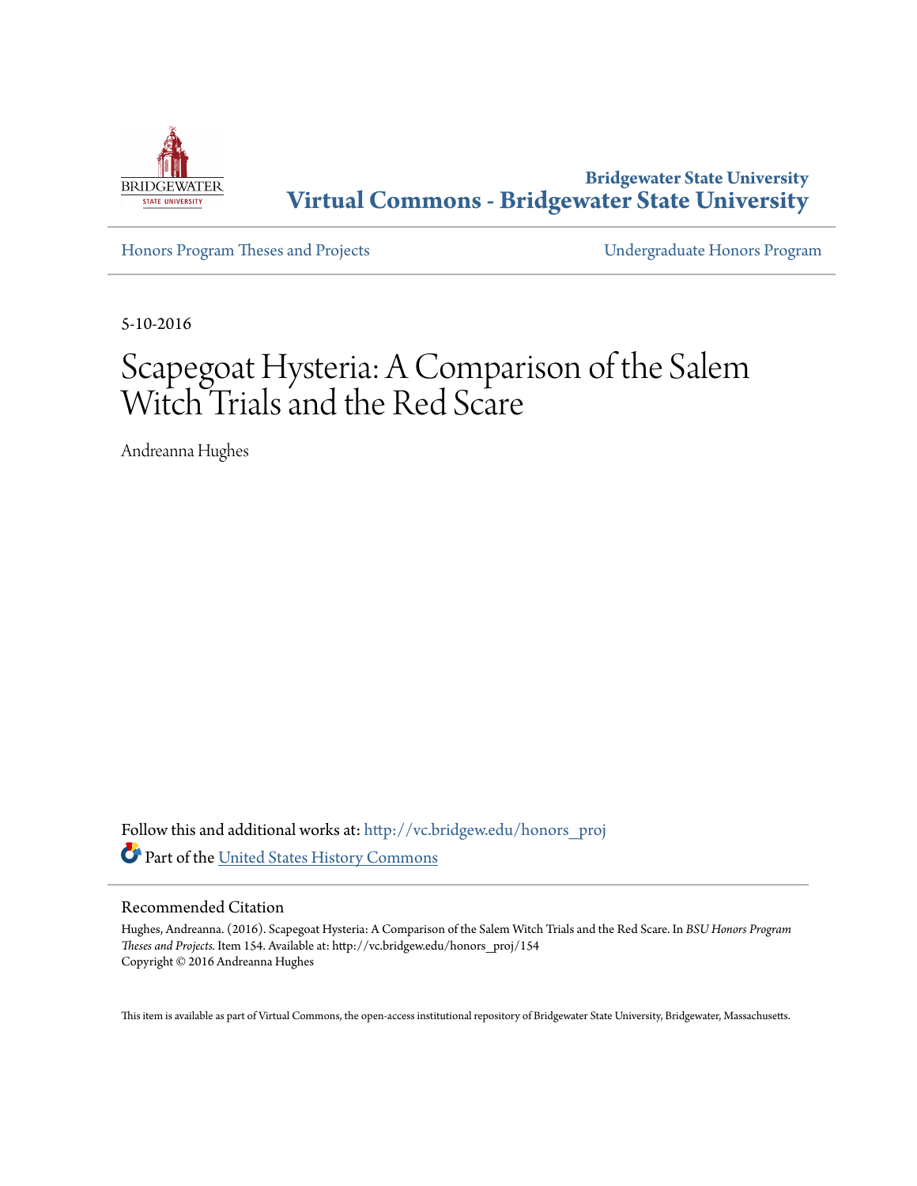Bridgewater State University
# Virtual Commons - Bridgewater State University

Honors Program Theses and Projects

Undergraduate Honors Program

5-10-2016

# Scapegoat Hysteria: A Comparison of the Salem Witch Trials and the Red Scare

Andreanna Hughes

Follow this and additional works at: http://vc.bridgew.edu/honors_proj

Part of the United States History Commons

## Recommended Citation

Hughes, Andreanna. (2016). Scapegoat Hysteria: A Comparison of the Salem Witch Trials and the Red Scare. In *BSU Honors Program Theses and Projects.* Item 154. Available at: http://vc.bridgew.edu/honors_proj/154
Copyright © 2016 Andreanna Hughes

This item is available as part of Virtual Commons, the open-access institutional repository of Bridgewater State University, Bridgewater, Massachusetts.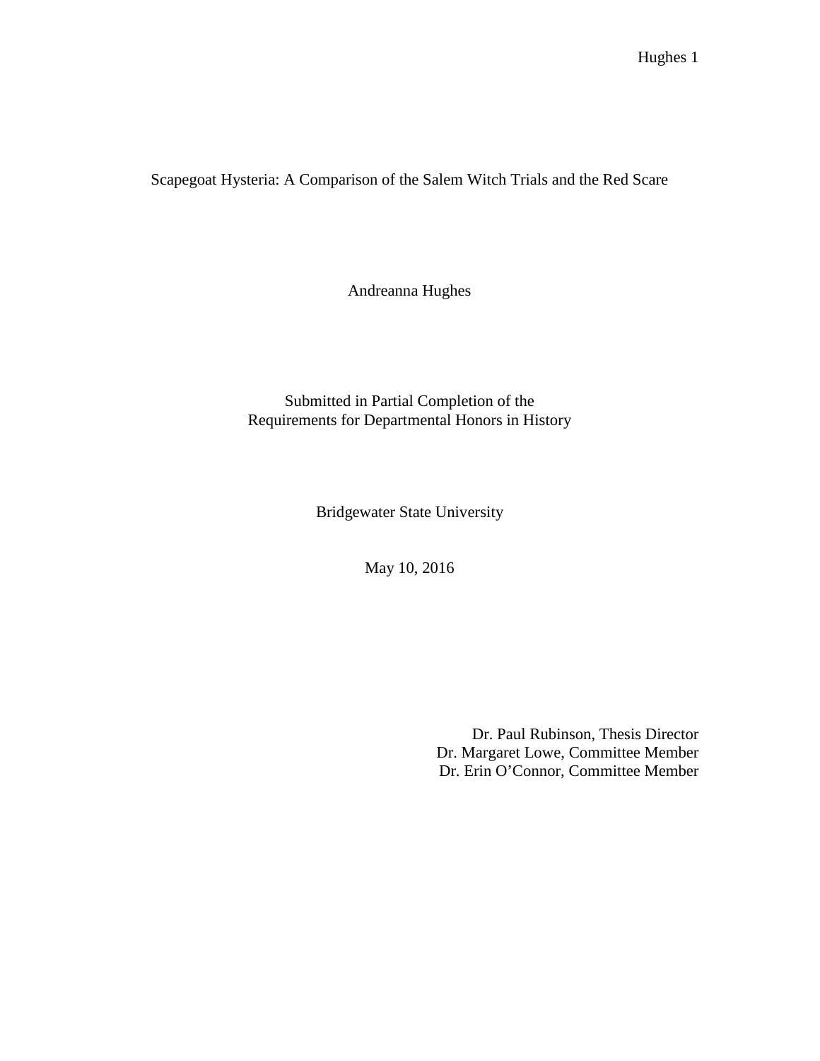# Scapegoat Hysteria: A Comparison of the Salem Witch Trials and the Red Scare

Andreanna Hughes

Submitted in Partial Completion of the
Requirements for Departmental Honors in History

Bridgewater State University

May 10, 2016

Dr. Paul Rubinson, Thesis Director
Dr. Margaret Lowe, Committee Member
Dr. Erin O'Connor, Committee Member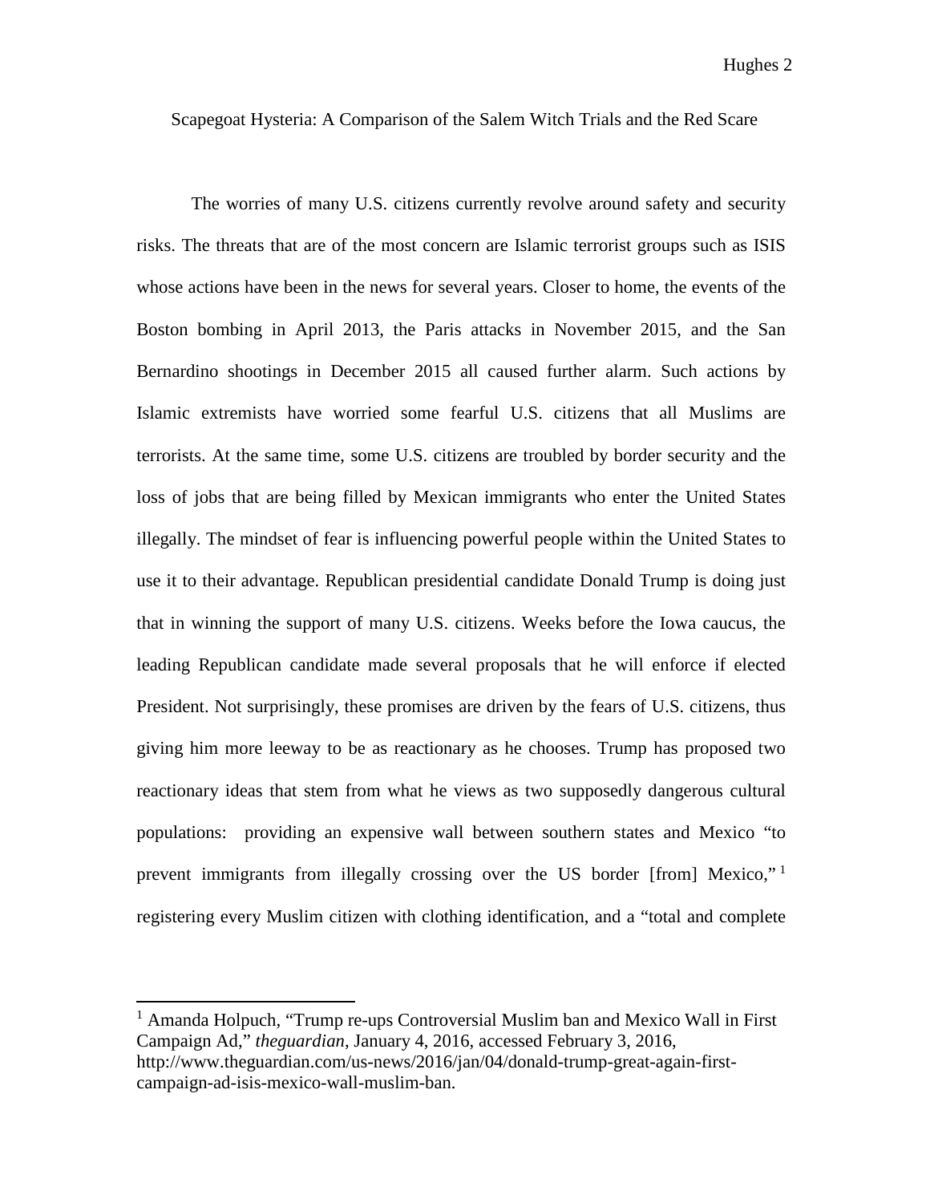# Scapegoat Hysteria: A Comparison of the Salem Witch Trials and the Red Scare

The worries of many U.S. citizens currently revolve around safety and security risks. The threats that are of the most concern are Islamic terrorist groups such as ISIS whose actions have been in the news for several years. Closer to home, the events of the Boston bombing in April 2013, the Paris attacks in November 2015, and the San Bernardino shootings in December 2015 all caused further alarm. Such actions by Islamic extremists have worried some fearful U.S. citizens that all Muslims are terrorists. At the same time, some U.S. citizens are troubled by border security and the loss of jobs that are being filled by Mexican immigrants who enter the United States illegally. The mindset of fear is influencing powerful people within the United States to use it to their advantage. Republican presidential candidate Donald Trump is doing just that in winning the support of many U.S. citizens. Weeks before the Iowa caucus, the leading Republican candidate made several proposals that he will enforce if elected President. Not surprisingly, these promises are driven by the fears of U.S. citizens, thus giving him more leeway to be as reactionary as he chooses. Trump has proposed two reactionary ideas that stem from what he views as two supposedly dangerous cultural populations: providing an expensive wall between southern states and Mexico "to prevent immigrants from illegally crossing over the US border [from] Mexico,"[1] registering every Muslim citizen with clothing identification, and a "total and complete

---

[1] Amanda Holpuch, "Trump re-ups Controversial Muslim ban and Mexico Wall in First Campaign Ad," *theguardian*, January 4, 2016, accessed February 3, 2016, http://www.theguardian.com/us-news/2016/jan/04/donald-trump-great-again-first-campaign-ad-isis-mexico-wall-muslim-ban.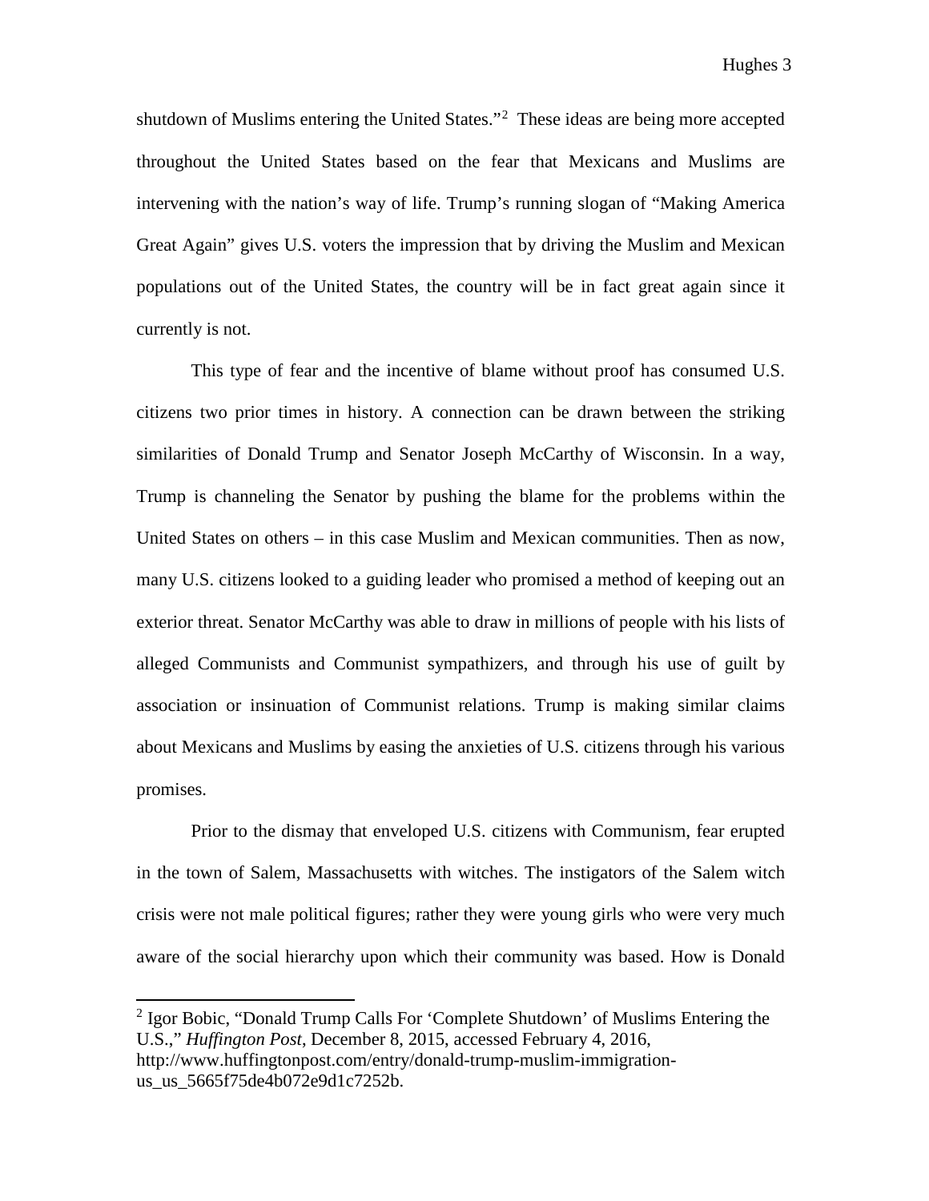shutdown of Muslims entering the United States."[2] These ideas are being more accepted throughout the United States based on the fear that Mexicans and Muslims are intervening with the nation's way of life. Trump's running slogan of "Making America Great Again" gives U.S. voters the impression that by driving the Muslim and Mexican populations out of the United States, the country will be in fact great again since it currently is not.

This type of fear and the incentive of blame without proof has consumed U.S. citizens two prior times in history. A connection can be drawn between the striking similarities of Donald Trump and Senator Joseph McCarthy of Wisconsin. In a way, Trump is channeling the Senator by pushing the blame for the problems within the United States on others – in this case Muslim and Mexican communities. Then as now, many U.S. citizens looked to a guiding leader who promised a method of keeping out an exterior threat. Senator McCarthy was able to draw in millions of people with his lists of alleged Communists and Communist sympathizers, and through his use of guilt by association or insinuation of Communist relations. Trump is making similar claims about Mexicans and Muslims by easing the anxieties of U.S. citizens through his various promises.

Prior to the dismay that enveloped U.S. citizens with Communism, fear erupted in the town of Salem, Massachusetts with witches. The instigators of the Salem witch crisis were not male political figures; rather they were young girls who were very much aware of the social hierarchy upon which their community was based. How is Donald

---

[2] Igor Bobic, "Donald Trump Calls For 'Complete Shutdown' of Muslims Entering the U.S.," *Huffington Post*, December 8, 2015, accessed February 4, 2016, http://www.huffingtonpost.com/entry/donald-trump-muslim-immigration-us_us_5665f75de4b072e9d1c7252b.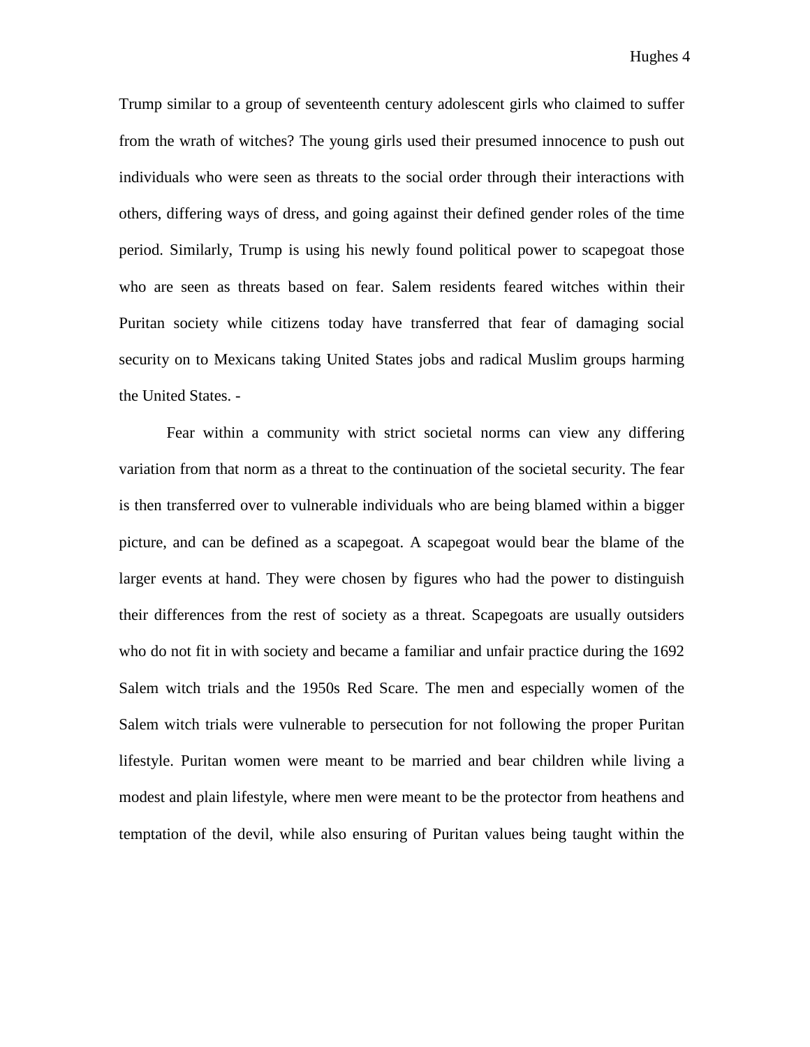Trump similar to a group of seventeenth century adolescent girls who claimed to suffer from the wrath of witches? The young girls used their presumed innocence to push out individuals who were seen as threats to the social order through their interactions with others, differing ways of dress, and going against their defined gender roles of the time period. Similarly, Trump is using his newly found political power to scapegoat those who are seen as threats based on fear. Salem residents feared witches within their Puritan society while citizens today have transferred that fear of damaging social security on to Mexicans taking United States jobs and radical Muslim groups harming the United States. -

Fear within a community with strict societal norms can view any differing variation from that norm as a threat to the continuation of the societal security. The fear is then transferred over to vulnerable individuals who are being blamed within a bigger picture, and can be defined as a scapegoat. A scapegoat would bear the blame of the larger events at hand. They were chosen by figures who had the power to distinguish their differences from the rest of society as a threat. Scapegoats are usually outsiders who do not fit in with society and became a familiar and unfair practice during the 1692 Salem witch trials and the 1950s Red Scare. The men and especially women of the Salem witch trials were vulnerable to persecution for not following the proper Puritan lifestyle. Puritan women were meant to be married and bear children while living a modest and plain lifestyle, where men were meant to be the protector from heathens and temptation of the devil, while also ensuring of Puritan values being taught within the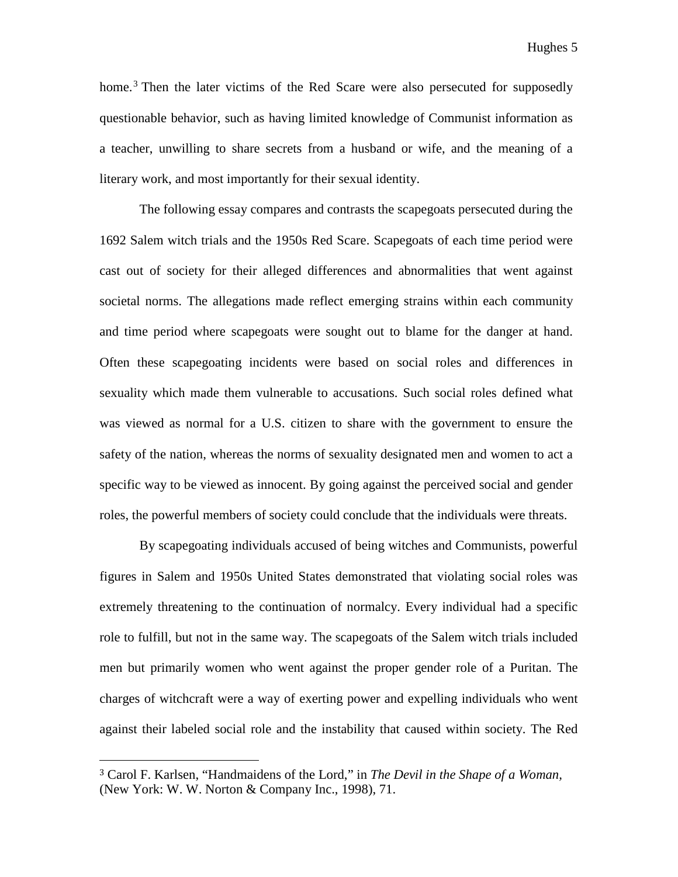home.[3] Then the later victims of the Red Scare were also persecuted for supposedly questionable behavior, such as having limited knowledge of Communist information as a teacher, unwilling to share secrets from a husband or wife, and the meaning of a literary work, and most importantly for their sexual identity.

The following essay compares and contrasts the scapegoats persecuted during the 1692 Salem witch trials and the 1950s Red Scare. Scapegoats of each time period were cast out of society for their alleged differences and abnormalities that went against societal norms. The allegations made reflect emerging strains within each community and time period where scapegoats were sought out to blame for the danger at hand. Often these scapegoating incidents were based on social roles and differences in sexuality which made them vulnerable to accusations. Such social roles defined what was viewed as normal for a U.S. citizen to share with the government to ensure the safety of the nation, whereas the norms of sexuality designated men and women to act a specific way to be viewed as innocent. By going against the perceived social and gender roles, the powerful members of society could conclude that the individuals were threats.

By scapegoating individuals accused of being witches and Communists, powerful figures in Salem and 1950s United States demonstrated that violating social roles was extremely threatening to the continuation of normalcy. Every individual had a specific role to fulfill, but not in the same way. The scapegoats of the Salem witch trials included men but primarily women who went against the proper gender role of a Puritan. The charges of witchcraft were a way of exerting power and expelling individuals who went against their labeled social role and the instability that caused within society. The Red

---

[3] Carol F. Karlsen, "Handmaidens of the Lord," in *The Devil in the Shape of a Woman,* (New York: W. W. Norton & Company Inc., 1998), 71.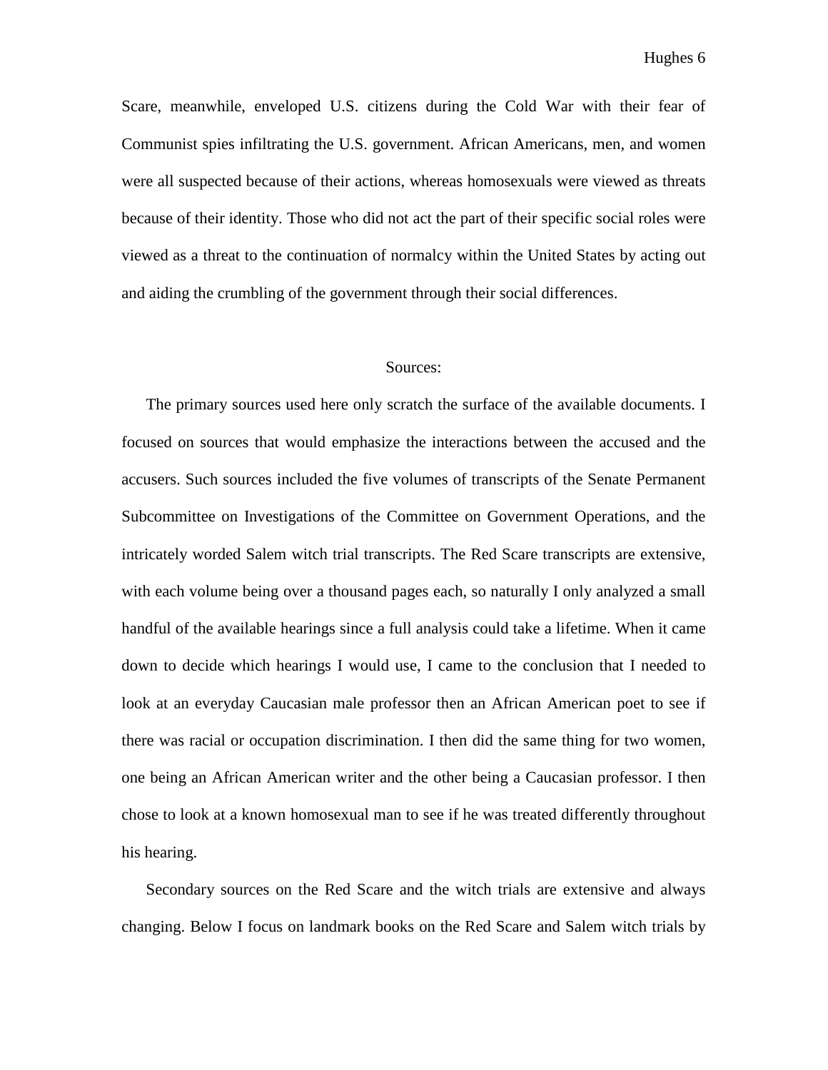Scare, meanwhile, enveloped U.S. citizens during the Cold War with their fear of Communist spies infiltrating the U.S. government. African Americans, men, and women were all suspected because of their actions, whereas homosexuals were viewed as threats because of their identity. Those who did not act the part of their specific social roles were viewed as a threat to the continuation of normalcy within the United States by acting out and aiding the crumbling of the government through their social differences.

## Sources:

The primary sources used here only scratch the surface of the available documents. I focused on sources that would emphasize the interactions between the accused and the accusers. Such sources included the five volumes of transcripts of the Senate Permanent Subcommittee on Investigations of the Committee on Government Operations, and the intricately worded Salem witch trial transcripts. The Red Scare transcripts are extensive, with each volume being over a thousand pages each, so naturally I only analyzed a small handful of the available hearings since a full analysis could take a lifetime. When it came down to decide which hearings I would use, I came to the conclusion that I needed to look at an everyday Caucasian male professor then an African American poet to see if there was racial or occupation discrimination. I then did the same thing for two women, one being an African American writer and the other being a Caucasian professor. I then chose to look at a known homosexual man to see if he was treated differently throughout his hearing.

Secondary sources on the Red Scare and the witch trials are extensive and always changing. Below I focus on landmark books on the Red Scare and Salem witch trials by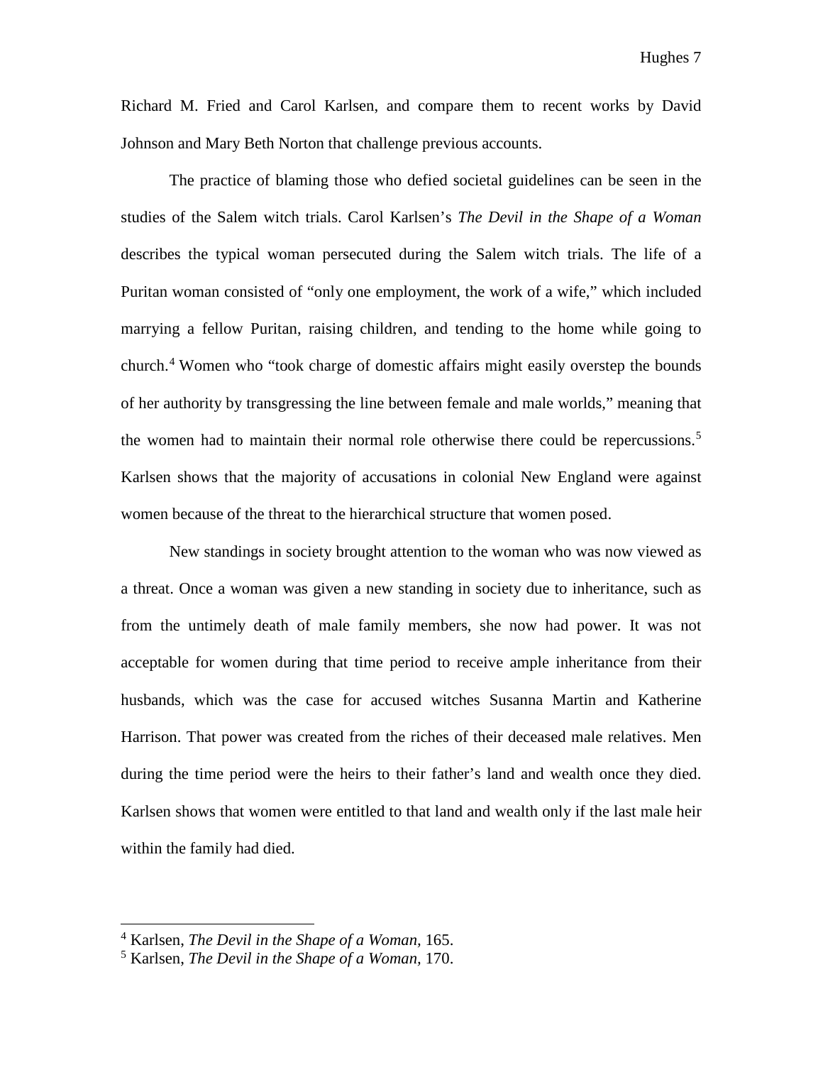Richard M. Fried and Carol Karlsen, and compare them to recent works by David Johnson and Mary Beth Norton that challenge previous accounts.

The practice of blaming those who defied societal guidelines can be seen in the studies of the Salem witch trials. Carol Karlsen's *The Devil in the Shape of a Woman* describes the typical woman persecuted during the Salem witch trials. The life of a Puritan woman consisted of "only one employment, the work of a wife," which included marrying a fellow Puritan, raising children, and tending to the home while going to church.[4] Women who "took charge of domestic affairs might easily overstep the bounds of her authority by transgressing the line between female and male worlds," meaning that the women had to maintain their normal role otherwise there could be repercussions.[5] Karlsen shows that the majority of accusations in colonial New England were against women because of the threat to the hierarchical structure that women posed.

New standings in society brought attention to the woman who was now viewed as a threat. Once a woman was given a new standing in society due to inheritance, such as from the untimely death of male family members, she now had power. It was not acceptable for women during that time period to receive ample inheritance from their husbands, which was the case for accused witches Susanna Martin and Katherine Harrison. That power was created from the riches of their deceased male relatives. Men during the time period were the heirs to their father's land and wealth once they died. Karlsen shows that women were entitled to that land and wealth only if the last male heir within the family had died.

---

[4] Karlsen, *The Devil in the Shape of a Woman*, 165.

[5] Karlsen, *The Devil in the Shape of a Woman*, 170.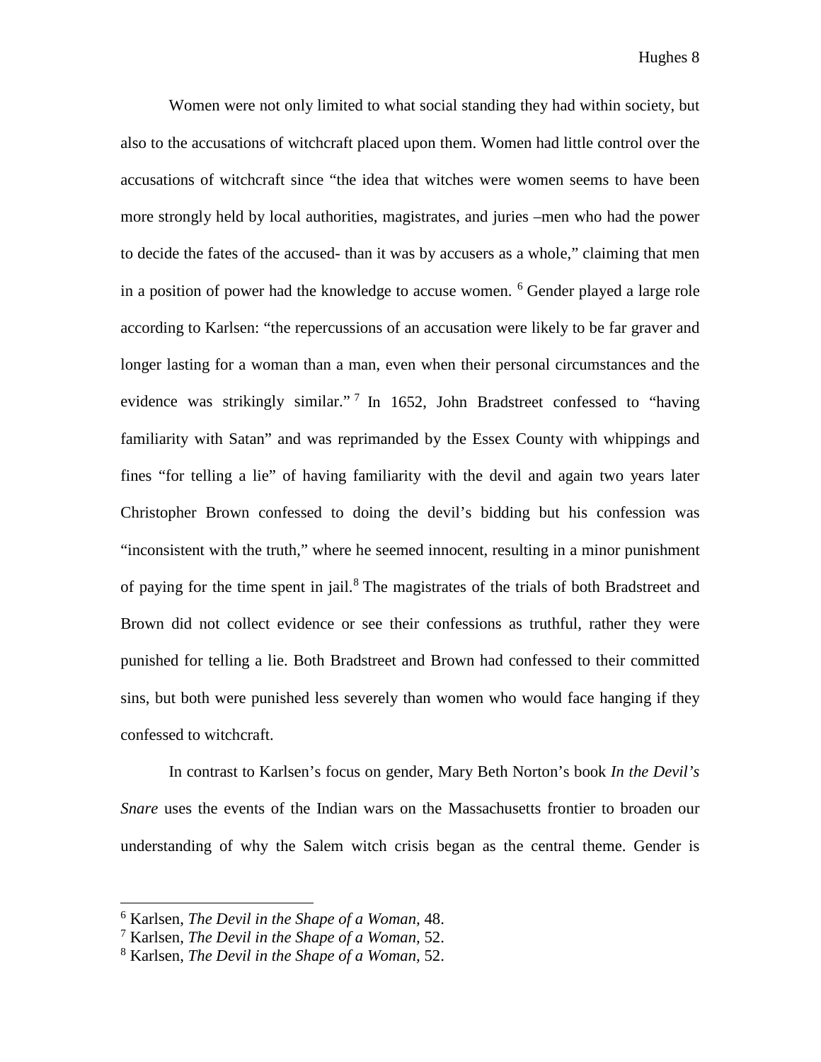Women were not only limited to what social standing they had within society, but also to the accusations of witchcraft placed upon them. Women had little control over the accusations of witchcraft since "the idea that witches were women seems to have been more strongly held by local authorities, magistrates, and juries –men who had the power to decide the fates of the accused- than it was by accusers as a whole," claiming that men in a position of power had the knowledge to accuse women. [6] Gender played a large role according to Karlsen: "the repercussions of an accusation were likely to be far graver and longer lasting for a woman than a man, even when their personal circumstances and the evidence was strikingly similar." [7] In 1652, John Bradstreet confessed to "having familiarity with Satan" and was reprimanded by the Essex County with whippings and fines "for telling a lie" of having familiarity with the devil and again two years later Christopher Brown confessed to doing the devil's bidding but his confession was "inconsistent with the truth," where he seemed innocent, resulting in a minor punishment of paying for the time spent in jail.[8] The magistrates of the trials of both Bradstreet and Brown did not collect evidence or see their confessions as truthful, rather they were punished for telling a lie. Both Bradstreet and Brown had confessed to their committed sins, but both were punished less severely than women who would face hanging if they confessed to witchcraft.

In contrast to Karlsen's focus on gender, Mary Beth Norton's book *In the Devil's Snare* uses the events of the Indian wars on the Massachusetts frontier to broaden our understanding of why the Salem witch crisis began as the central theme. Gender is

---

[6] Karlsen, *The Devil in the Shape of a Woman,* 48.
[7] Karlsen, *The Devil in the Shape of a Woman,* 52.
[8] Karlsen, *The Devil in the Shape of a Woman,* 52.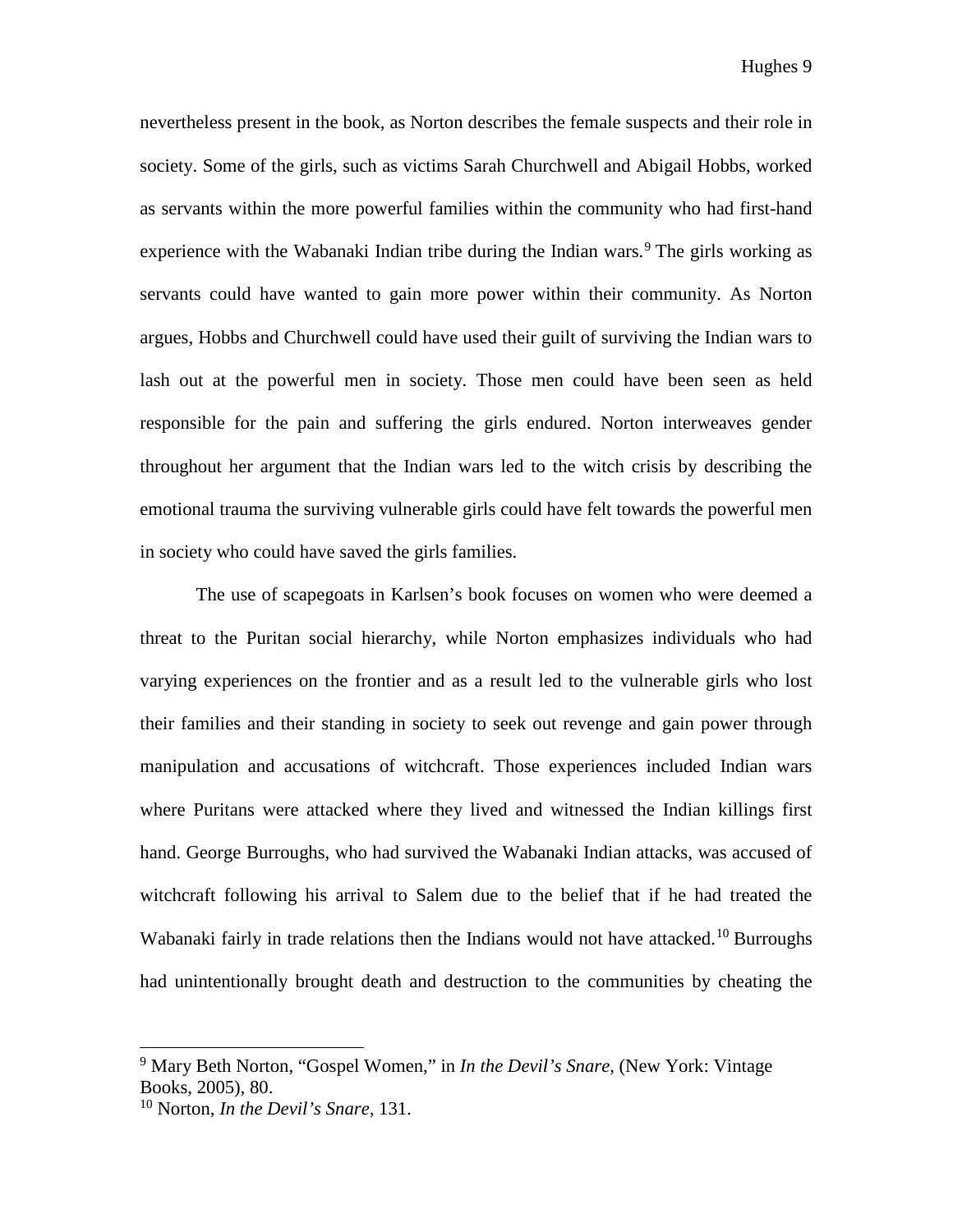nevertheless present in the book, as Norton describes the female suspects and their role in society. Some of the girls, such as victims Sarah Churchwell and Abigail Hobbs, worked as servants within the more powerful families within the community who had first-hand experience with the Wabanaki Indian tribe during the Indian wars.[9] The girls working as servants could have wanted to gain more power within their community. As Norton argues, Hobbs and Churchwell could have used their guilt of surviving the Indian wars to lash out at the powerful men in society. Those men could have been seen as held responsible for the pain and suffering the girls endured. Norton interweaves gender throughout her argument that the Indian wars led to the witch crisis by describing the emotional trauma the surviving vulnerable girls could have felt towards the powerful men in society who could have saved the girls families.

The use of scapegoats in Karlsen's book focuses on women who were deemed a threat to the Puritan social hierarchy, while Norton emphasizes individuals who had varying experiences on the frontier and as a result led to the vulnerable girls who lost their families and their standing in society to seek out revenge and gain power through manipulation and accusations of witchcraft. Those experiences included Indian wars where Puritans were attacked where they lived and witnessed the Indian killings first hand. George Burroughs, who had survived the Wabanaki Indian attacks, was accused of witchcraft following his arrival to Salem due to the belief that if he had treated the Wabanaki fairly in trade relations then the Indians would not have attacked.[10] Burroughs had unintentionally brought death and destruction to the communities by cheating the

---

[9] Mary Beth Norton, "Gospel Women," in *In the Devil's Snare*, (New York: Vintage Books, 2005), 80.

[10] Norton, *In the Devil's Snare*, 131.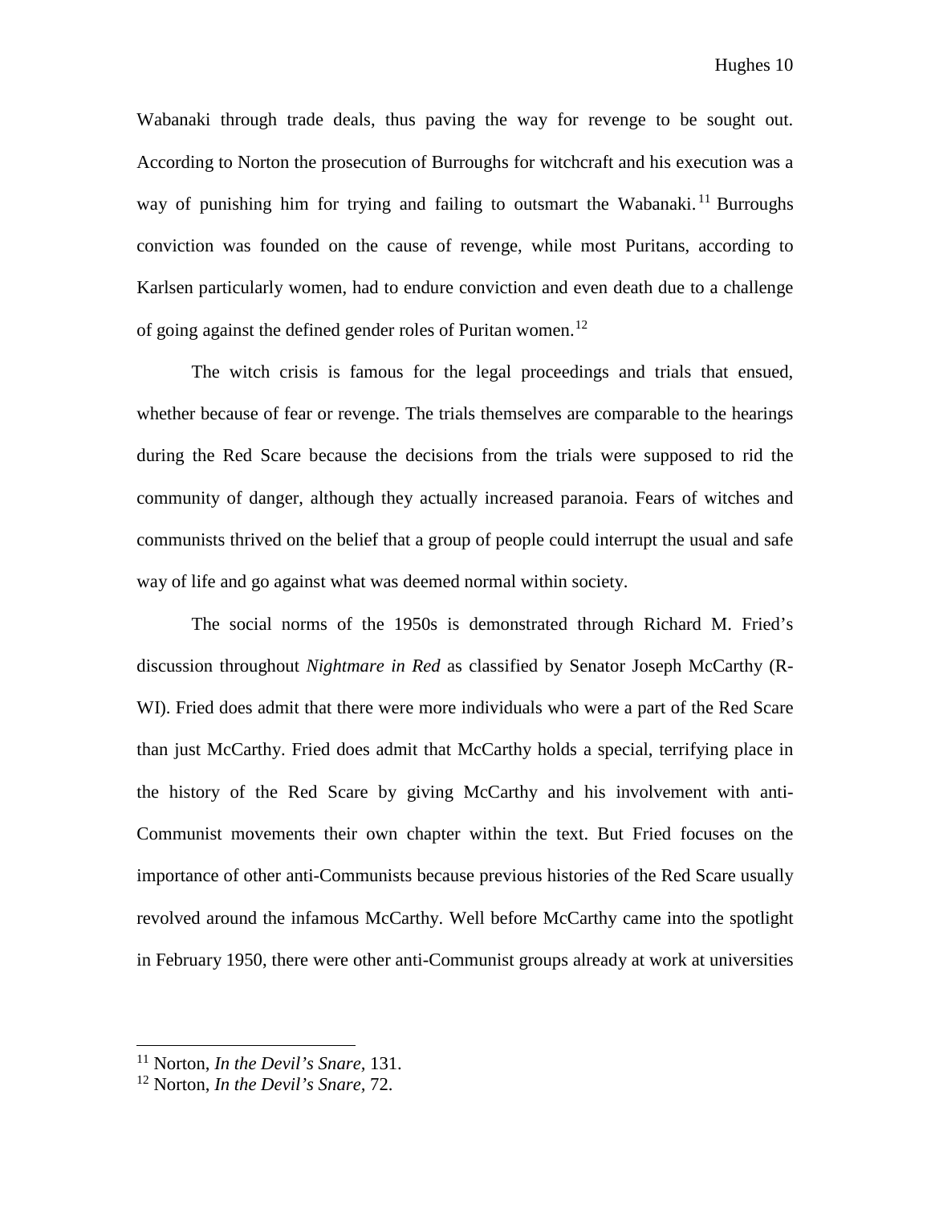Wabanaki through trade deals, thus paving the way for revenge to be sought out. According to Norton the prosecution of Burroughs for witchcraft and his execution was a way of punishing him for trying and failing to outsmart the Wabanaki.[11] Burroughs conviction was founded on the cause of revenge, while most Puritans, according to Karlsen particularly women, had to endure conviction and even death due to a challenge of going against the defined gender roles of Puritan women.[12]

The witch crisis is famous for the legal proceedings and trials that ensued, whether because of fear or revenge. The trials themselves are comparable to the hearings during the Red Scare because the decisions from the trials were supposed to rid the community of danger, although they actually increased paranoia. Fears of witches and communists thrived on the belief that a group of people could interrupt the usual and safe way of life and go against what was deemed normal within society.

The social norms of the 1950s is demonstrated through Richard M. Fried's discussion throughout *Nightmare in Red* as classified by Senator Joseph McCarthy (R-WI). Fried does admit that there were more individuals who were a part of the Red Scare than just McCarthy. Fried does admit that McCarthy holds a special, terrifying place in the history of the Red Scare by giving McCarthy and his involvement with anti-Communist movements their own chapter within the text. But Fried focuses on the importance of other anti-Communists because previous histories of the Red Scare usually revolved around the infamous McCarthy. Well before McCarthy came into the spotlight in February 1950, there were other anti-Communist groups already at work at universities

---

[11] Norton, *In the Devil's Snare*, 131.

[12] Norton, *In the Devil's Snare*, 72.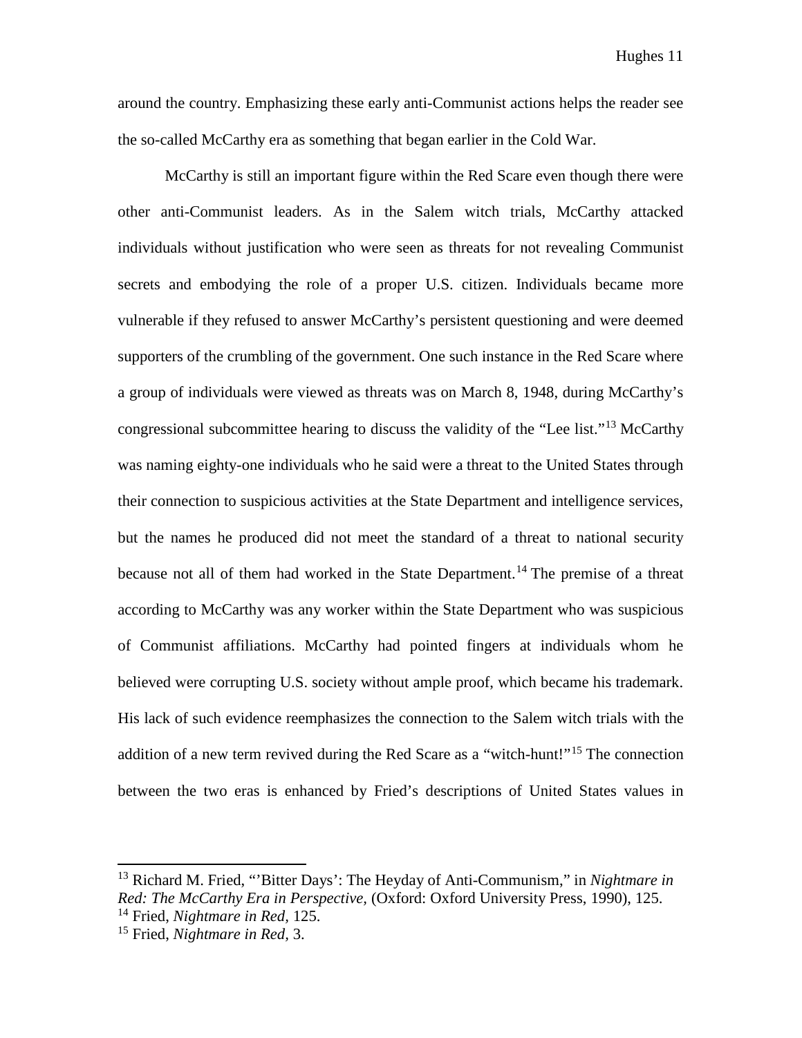around the country. Emphasizing these early anti-Communist actions helps the reader see the so-called McCarthy era as something that began earlier in the Cold War.

McCarthy is still an important figure within the Red Scare even though there were other anti-Communist leaders. As in the Salem witch trials, McCarthy attacked individuals without justification who were seen as threats for not revealing Communist secrets and embodying the role of a proper U.S. citizen. Individuals became more vulnerable if they refused to answer McCarthy's persistent questioning and were deemed supporters of the crumbling of the government. One such instance in the Red Scare where a group of individuals were viewed as threats was on March 8, 1948, during McCarthy's congressional subcommittee hearing to discuss the validity of the "Lee list."[13] McCarthy was naming eighty-one individuals who he said were a threat to the United States through their connection to suspicious activities at the State Department and intelligence services, but the names he produced did not meet the standard of a threat to national security because not all of them had worked in the State Department.[14] The premise of a threat according to McCarthy was any worker within the State Department who was suspicious of Communist affiliations. McCarthy had pointed fingers at individuals whom he believed were corrupting U.S. society without ample proof, which became his trademark. His lack of such evidence reemphasizes the connection to the Salem witch trials with the addition of a new term revived during the Red Scare as a "witch-hunt!"[15] The connection between the two eras is enhanced by Fried's descriptions of United States values in

---

[13] Richard M. Fried, "'Bitter Days': The Heyday of Anti-Communism," in *Nightmare in Red: The McCarthy Era in Perspective,* (Oxford: Oxford University Press, 1990), 125.

[14] Fried, *Nightmare in Red*, 125.

[15] Fried, *Nightmare in Red*, 3.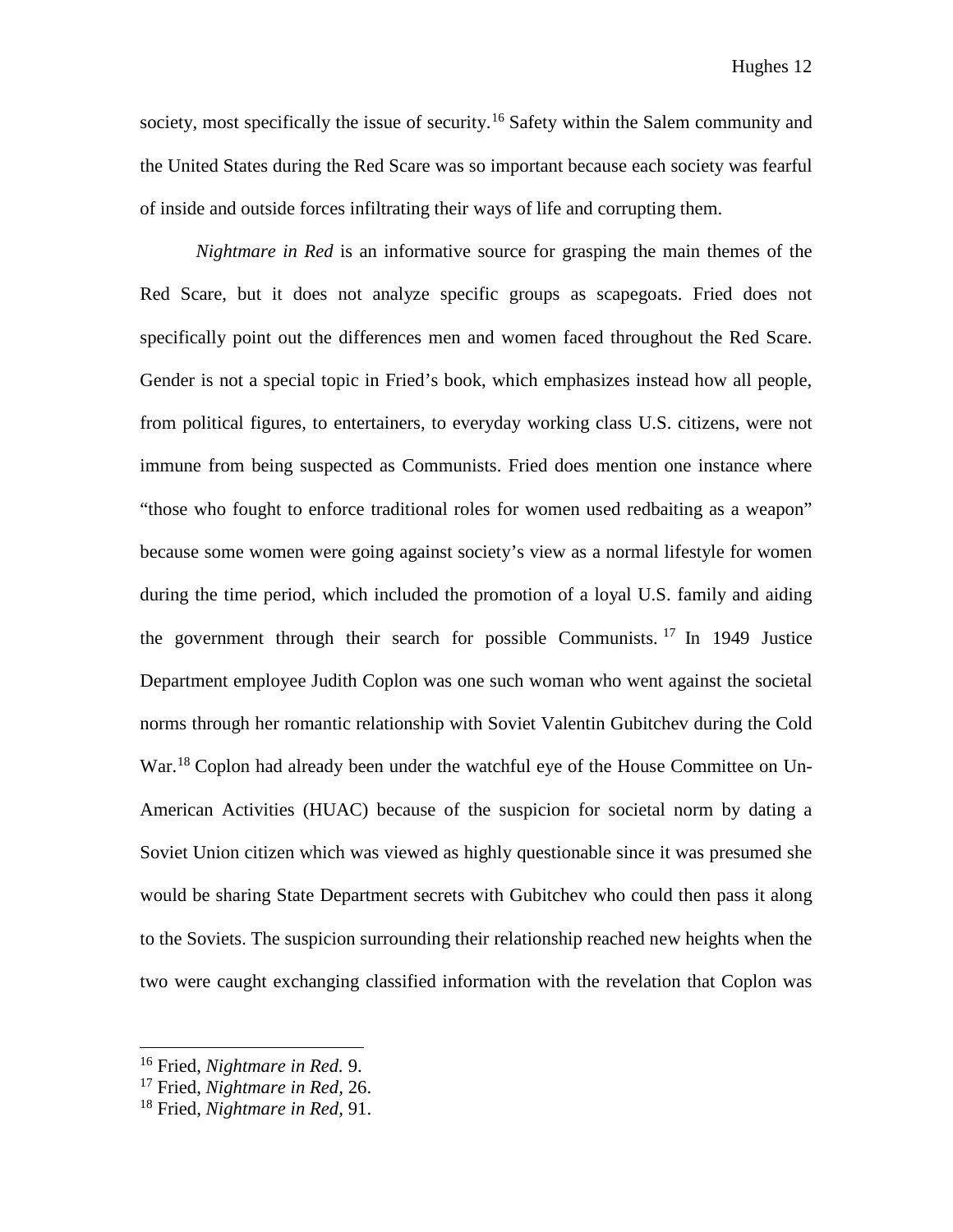society, most specifically the issue of security.[16] Safety within the Salem community and the United States during the Red Scare was so important because each society was fearful of inside and outside forces infiltrating their ways of life and corrupting them.

*Nightmare in Red* is an informative source for grasping the main themes of the Red Scare, but it does not analyze specific groups as scapegoats. Fried does not specifically point out the differences men and women faced throughout the Red Scare. Gender is not a special topic in Fried's book, which emphasizes instead how all people, from political figures, to entertainers, to everyday working class U.S. citizens, were not immune from being suspected as Communists. Fried does mention one instance where "those who fought to enforce traditional roles for women used redbaiting as a weapon" because some women were going against society's view as a normal lifestyle for women during the time period, which included the promotion of a loyal U.S. family and aiding the government through their search for possible Communists.[17] In 1949 Justice Department employee Judith Coplon was one such woman who went against the societal norms through her romantic relationship with Soviet Valentin Gubitchev during the Cold War.[18] Coplon had already been under the watchful eye of the House Committee on Un-American Activities (HUAC) because of the suspicion for societal norm by dating a Soviet Union citizen which was viewed as highly questionable since it was presumed she would be sharing State Department secrets with Gubitchev who could then pass it along to the Soviets. The suspicion surrounding their relationship reached new heights when the two were caught exchanging classified information with the revelation that Coplon was

---

[16] Fried, *Nightmare in Red.* 9.
[17] Fried, *Nightmare in Red*, 26.
[18] Fried, *Nightmare in Red*, 91.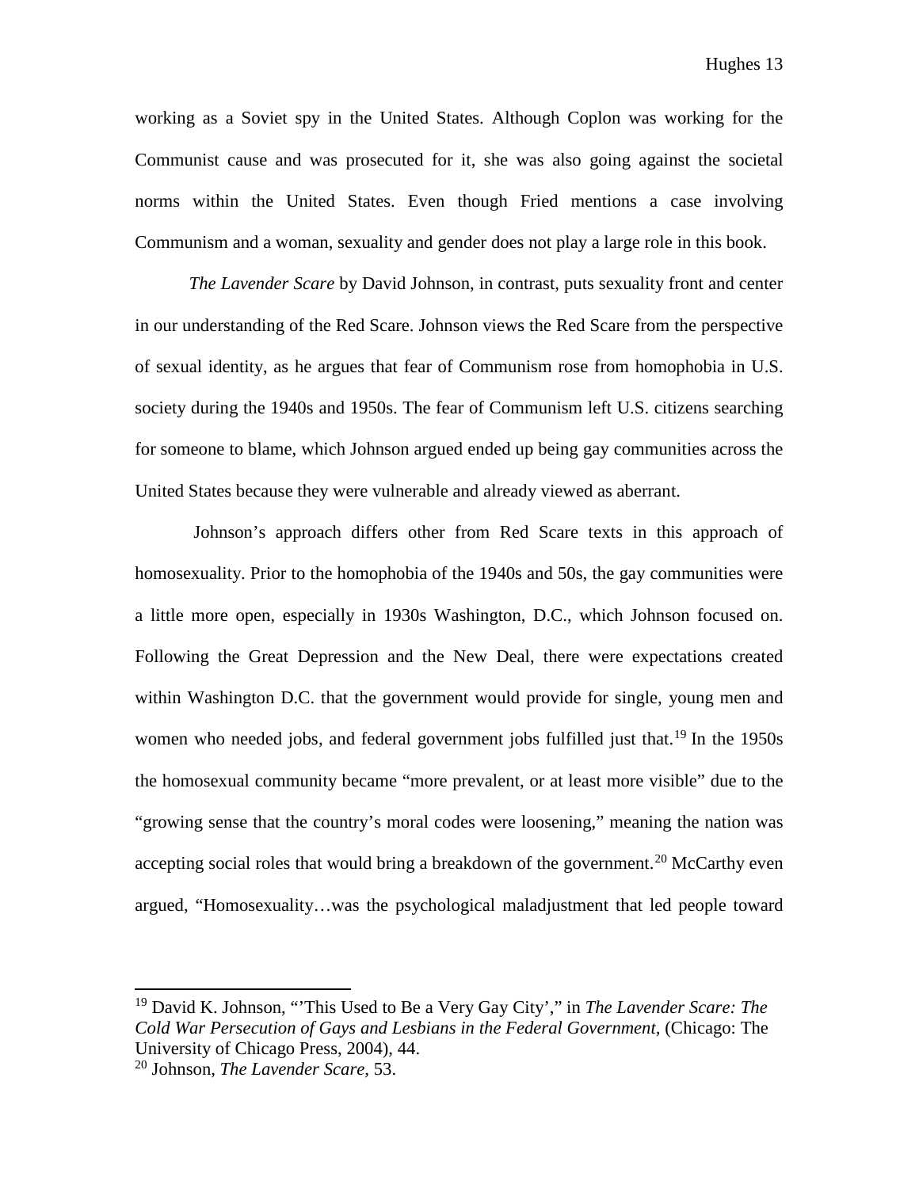working as a Soviet spy in the United States. Although Coplon was working for the Communist cause and was prosecuted for it, she was also going against the societal norms within the United States. Even though Fried mentions a case involving Communism and a woman, sexuality and gender does not play a large role in this book.

*The Lavender Scare* by David Johnson, in contrast, puts sexuality front and center in our understanding of the Red Scare. Johnson views the Red Scare from the perspective of sexual identity, as he argues that fear of Communism rose from homophobia in U.S. society during the 1940s and 1950s. The fear of Communism left U.S. citizens searching for someone to blame, which Johnson argued ended up being gay communities across the United States because they were vulnerable and already viewed as aberrant.

Johnson's approach differs other from Red Scare texts in this approach of homosexuality. Prior to the homophobia of the 1940s and 50s, the gay communities were a little more open, especially in 1930s Washington, D.C., which Johnson focused on. Following the Great Depression and the New Deal, there were expectations created within Washington D.C. that the government would provide for single, young men and women who needed jobs, and federal government jobs fulfilled just that.[19] In the 1950s the homosexual community became "more prevalent, or at least more visible" due to the "growing sense that the country's moral codes were loosening," meaning the nation was accepting social roles that would bring a breakdown of the government.[20] McCarthy even argued, "Homosexuality…was the psychological maladjustment that led people toward

---

[19] David K. Johnson, "'This Used to Be a Very Gay City'," in *The Lavender Scare: The Cold War Persecution of Gays and Lesbians in the Federal Government*, (Chicago: The University of Chicago Press, 2004), 44.

[20] Johnson, *The Lavender Scare*, 53.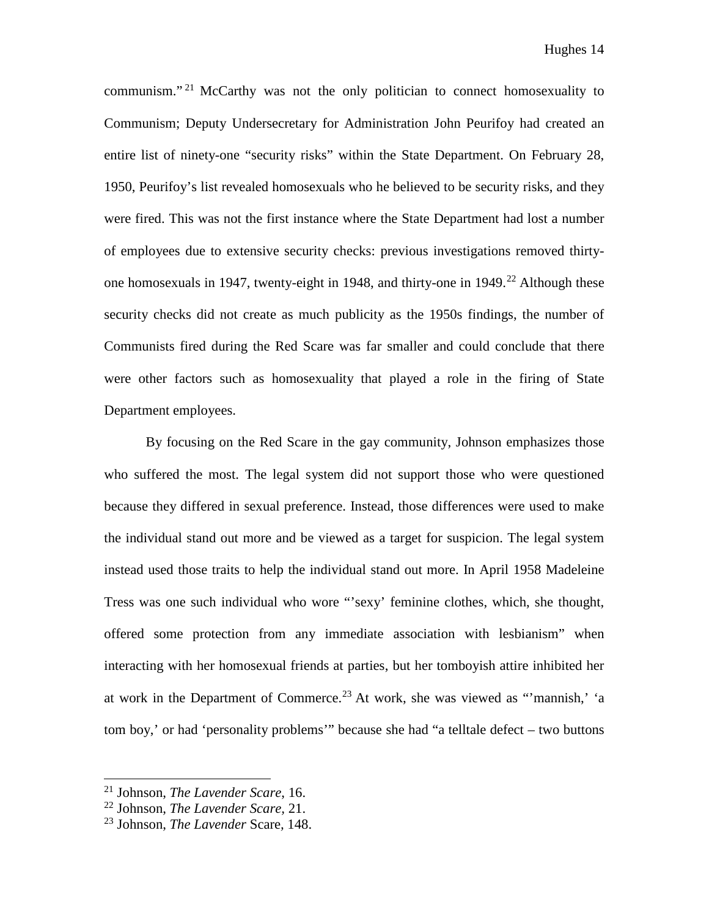communism."[21] McCarthy was not the only politician to connect homosexuality to Communism; Deputy Undersecretary for Administration John Peurifoy had created an entire list of ninety-one "security risks" within the State Department. On February 28, 1950, Peurifoy's list revealed homosexuals who he believed to be security risks, and they were fired. This was not the first instance where the State Department had lost a number of employees due to extensive security checks: previous investigations removed thirty-one homosexuals in 1947, twenty-eight in 1948, and thirty-one in 1949.[22] Although these security checks did not create as much publicity as the 1950s findings, the number of Communists fired during the Red Scare was far smaller and could conclude that there were other factors such as homosexuality that played a role in the firing of State Department employees.

By focusing on the Red Scare in the gay community, Johnson emphasizes those who suffered the most. The legal system did not support those who were questioned because they differed in sexual preference. Instead, those differences were used to make the individual stand out more and be viewed as a target for suspicion. The legal system instead used those traits to help the individual stand out more. In April 1958 Madeleine Tress was one such individual who wore "'sexy' feminine clothes, which, she thought, offered some protection from any immediate association with lesbianism" when interacting with her homosexual friends at parties, but her tomboyish attire inhibited her at work in the Department of Commerce.[23] At work, she was viewed as "'mannish,' 'a tom boy,' or had 'personality problems'" because she had "a telltale defect – two buttons

---

[21] Johnson, *The Lavender Scare*, 16.

[22] Johnson, *The Lavender Scare*, 21.

[23] Johnson, *The Lavender* Scare, 148.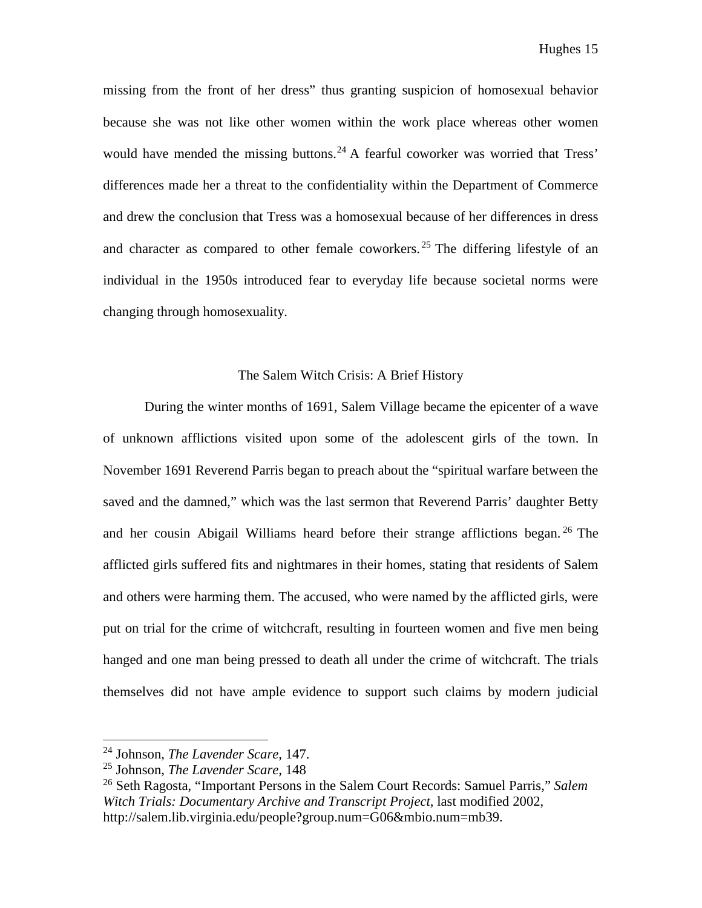missing from the front of her dress" thus granting suspicion of homosexual behavior because she was not like other women within the work place whereas other women would have mended the missing buttons.[24] A fearful coworker was worried that Tress' differences made her a threat to the confidentiality within the Department of Commerce and drew the conclusion that Tress was a homosexual because of her differences in dress and character as compared to other female coworkers.[25] The differing lifestyle of an individual in the 1950s introduced fear to everyday life because societal norms were changing through homosexuality.

## The Salem Witch Crisis: A Brief History

During the winter months of 1691, Salem Village became the epicenter of a wave of unknown afflictions visited upon some of the adolescent girls of the town. In November 1691 Reverend Parris began to preach about the "spiritual warfare between the saved and the damned," which was the last sermon that Reverend Parris' daughter Betty and her cousin Abigail Williams heard before their strange afflictions began.[26] The afflicted girls suffered fits and nightmares in their homes, stating that residents of Salem and others were harming them. The accused, who were named by the afflicted girls, were put on trial for the crime of witchcraft, resulting in fourteen women and five men being hanged and one man being pressed to death all under the crime of witchcraft. The trials themselves did not have ample evidence to support such claims by modern judicial

---

[24] Johnson, *The Lavender Scare,* 147.

[25] Johnson, *The Lavender Scare,* 148

[26] Seth Ragosta, "Important Persons in the Salem Court Records: Samuel Parris," *Salem Witch Trials: Documentary Archive and Transcript Project*, last modified 2002, http://salem.lib.virginia.edu/people?group.num=G06&mbio.num=mb39.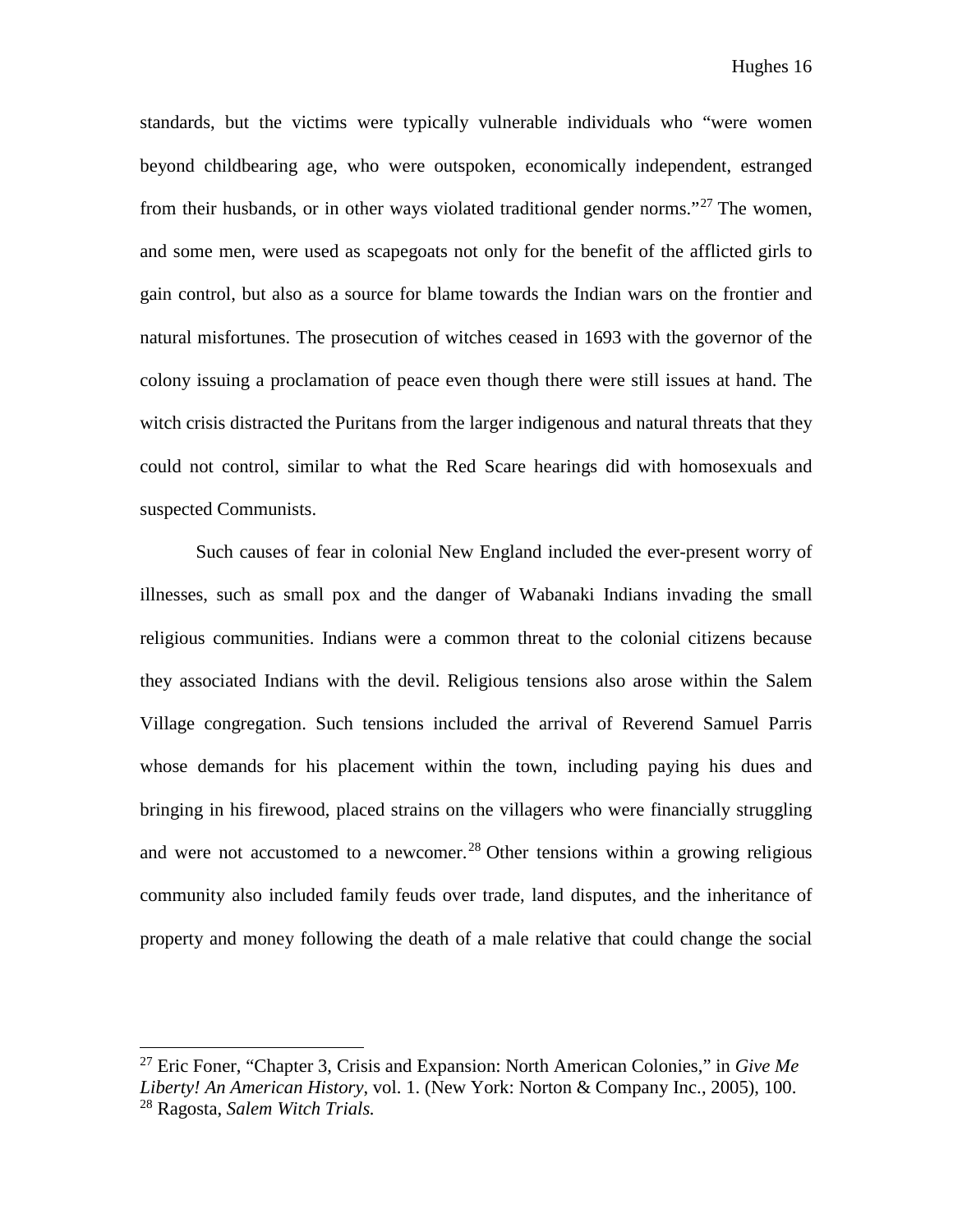standards, but the victims were typically vulnerable individuals who "were women beyond childbearing age, who were outspoken, economically independent, estranged from their husbands, or in other ways violated traditional gender norms."[27] The women, and some men, were used as scapegoats not only for the benefit of the afflicted girls to gain control, but also as a source for blame towards the Indian wars on the frontier and natural misfortunes. The prosecution of witches ceased in 1693 with the governor of the colony issuing a proclamation of peace even though there were still issues at hand. The witch crisis distracted the Puritans from the larger indigenous and natural threats that they could not control, similar to what the Red Scare hearings did with homosexuals and suspected Communists.

Such causes of fear in colonial New England included the ever-present worry of illnesses, such as small pox and the danger of Wabanaki Indians invading the small religious communities. Indians were a common threat to the colonial citizens because they associated Indians with the devil. Religious tensions also arose within the Salem Village congregation. Such tensions included the arrival of Reverend Samuel Parris whose demands for his placement within the town, including paying his dues and bringing in his firewood, placed strains on the villagers who were financially struggling and were not accustomed to a newcomer.[28] Other tensions within a growing religious community also included family feuds over trade, land disputes, and the inheritance of property and money following the death of a male relative that could change the social

---

[27] Eric Foner, "Chapter 3, Crisis and Expansion: North American Colonies," in *Give Me Liberty! An American History*, vol. 1. (New York: Norton & Company Inc., 2005), 100.
[28] Ragosta, *Salem Witch Trials.*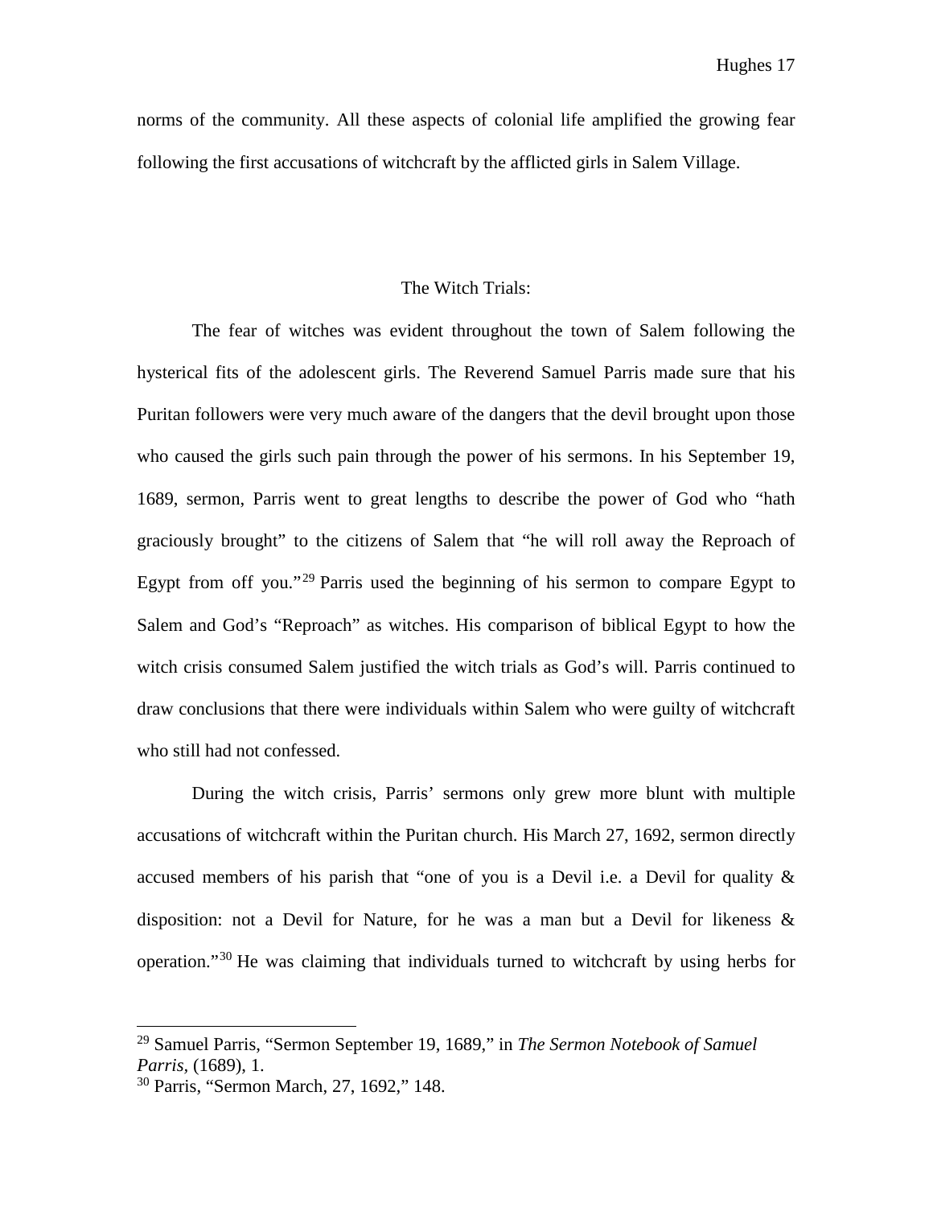norms of the community. All these aspects of colonial life amplified the growing fear following the first accusations of witchcraft by the afflicted girls in Salem Village.

## The Witch Trials:

The fear of witches was evident throughout the town of Salem following the hysterical fits of the adolescent girls. The Reverend Samuel Parris made sure that his Puritan followers were very much aware of the dangers that the devil brought upon those who caused the girls such pain through the power of his sermons. In his September 19, 1689, sermon, Parris went to great lengths to describe the power of God who "hath graciously brought" to the citizens of Salem that "he will roll away the Reproach of Egypt from off you."[29] Parris used the beginning of his sermon to compare Egypt to Salem and God's "Reproach" as witches. His comparison of biblical Egypt to how the witch crisis consumed Salem justified the witch trials as God's will. Parris continued to draw conclusions that there were individuals within Salem who were guilty of witchcraft who still had not confessed.

During the witch crisis, Parris' sermons only grew more blunt with multiple accusations of witchcraft within the Puritan church. His March 27, 1692, sermon directly accused members of his parish that "one of you is a Devil i.e. a Devil for quality & disposition: not a Devil for Nature, for he was a man but a Devil for likeness & operation."[30] He was claiming that individuals turned to witchcraft by using herbs for

---

[29] Samuel Parris, "Sermon September 19, 1689," in *The Sermon Notebook of Samuel Parris*, (1689), 1.

[30] Parris, "Sermon March, 27, 1692," 148.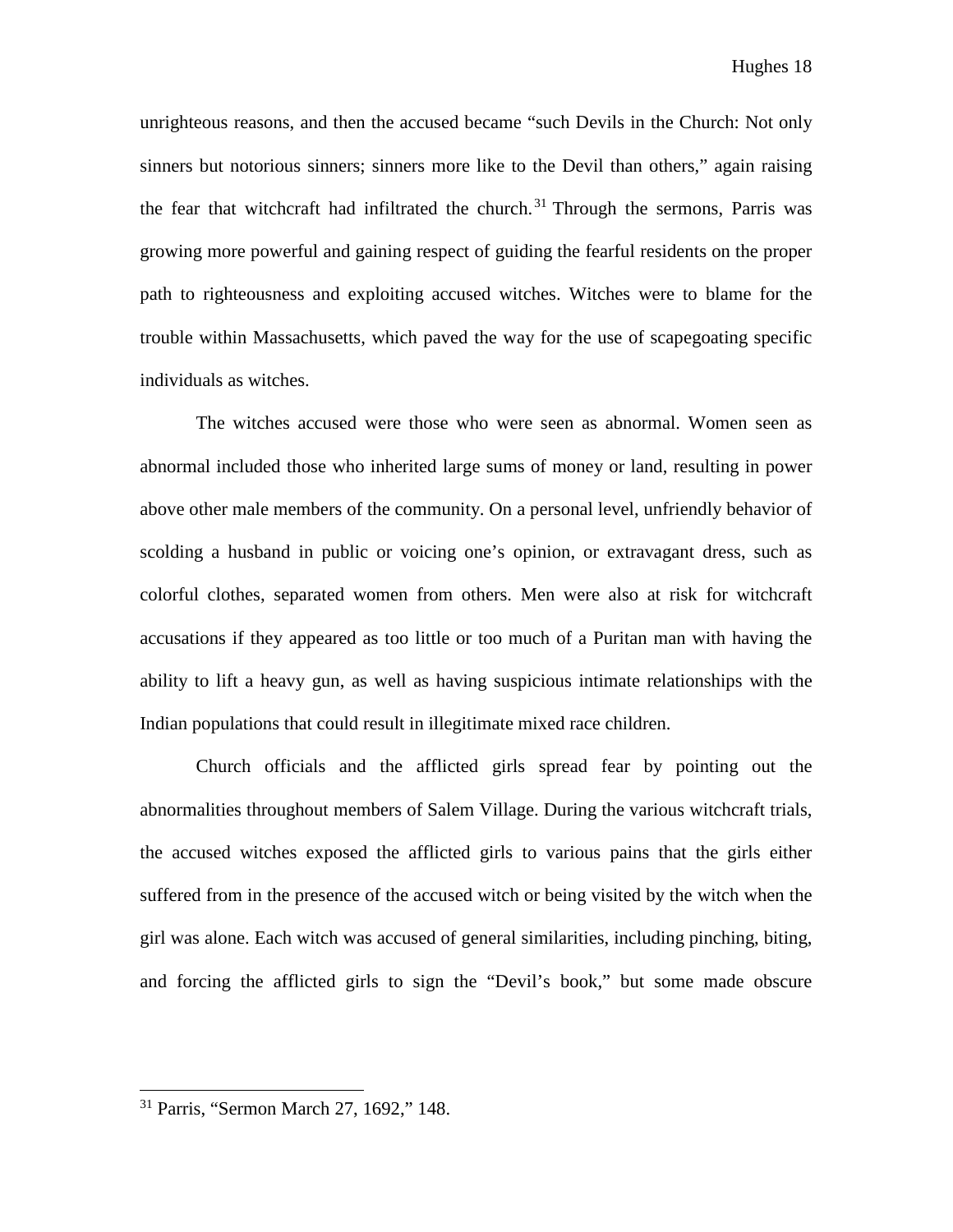unrighteous reasons, and then the accused became "such Devils in the Church: Not only sinners but notorious sinners; sinners more like to the Devil than others," again raising the fear that witchcraft had infiltrated the church.[31] Through the sermons, Parris was growing more powerful and gaining respect of guiding the fearful residents on the proper path to righteousness and exploiting accused witches. Witches were to blame for the trouble within Massachusetts, which paved the way for the use of scapegoating specific individuals as witches.

The witches accused were those who were seen as abnormal. Women seen as abnormal included those who inherited large sums of money or land, resulting in power above other male members of the community. On a personal level, unfriendly behavior of scolding a husband in public or voicing one's opinion, or extravagant dress, such as colorful clothes, separated women from others. Men were also at risk for witchcraft accusations if they appeared as too little or too much of a Puritan man with having the ability to lift a heavy gun, as well as having suspicious intimate relationships with the Indian populations that could result in illegitimate mixed race children.

Church officials and the afflicted girls spread fear by pointing out the abnormalities throughout members of Salem Village. During the various witchcraft trials, the accused witches exposed the afflicted girls to various pains that the girls either suffered from in the presence of the accused witch or being visited by the witch when the girl was alone. Each witch was accused of general similarities, including pinching, biting, and forcing the afflicted girls to sign the "Devil's book," but some made obscure

---

[31] Parris, "Sermon March 27, 1692," 148.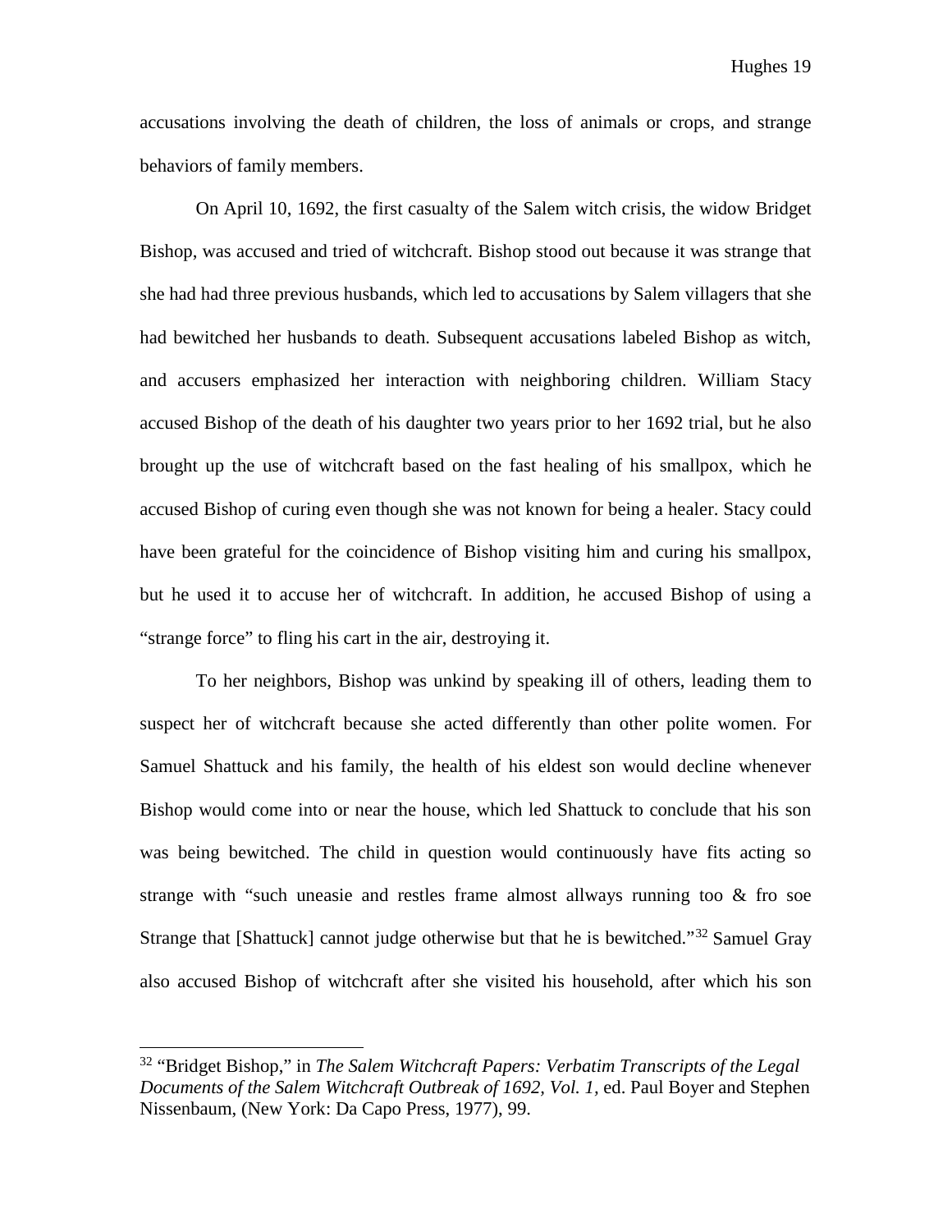accusations involving the death of children, the loss of animals or crops, and strange behaviors of family members.

On April 10, 1692, the first casualty of the Salem witch crisis, the widow Bridget Bishop, was accused and tried of witchcraft. Bishop stood out because it was strange that she had had three previous husbands, which led to accusations by Salem villagers that she had bewitched her husbands to death. Subsequent accusations labeled Bishop as witch, and accusers emphasized her interaction with neighboring children. William Stacy accused Bishop of the death of his daughter two years prior to her 1692 trial, but he also brought up the use of witchcraft based on the fast healing of his smallpox, which he accused Bishop of curing even though she was not known for being a healer. Stacy could have been grateful for the coincidence of Bishop visiting him and curing his smallpox, but he used it to accuse her of witchcraft. In addition, he accused Bishop of using a "strange force" to fling his cart in the air, destroying it.

To her neighbors, Bishop was unkind by speaking ill of others, leading them to suspect her of witchcraft because she acted differently than other polite women. For Samuel Shattuck and his family, the health of his eldest son would decline whenever Bishop would come into or near the house, which led Shattuck to conclude that his son was being bewitched. The child in question would continuously have fits acting so strange with "such uneasie and restles frame almost allways running too & fro soe Strange that [Shattuck] cannot judge otherwise but that he is bewitched."[32] Samuel Gray also accused Bishop of witchcraft after she visited his household, after which his son

---

[32] "Bridget Bishop," in *The Salem Witchcraft Papers: Verbatim Transcripts of the Legal Documents of the Salem Witchcraft Outbreak of 1692, Vol. 1,* ed. Paul Boyer and Stephen Nissenbaum, (New York: Da Capo Press, 1977), 99.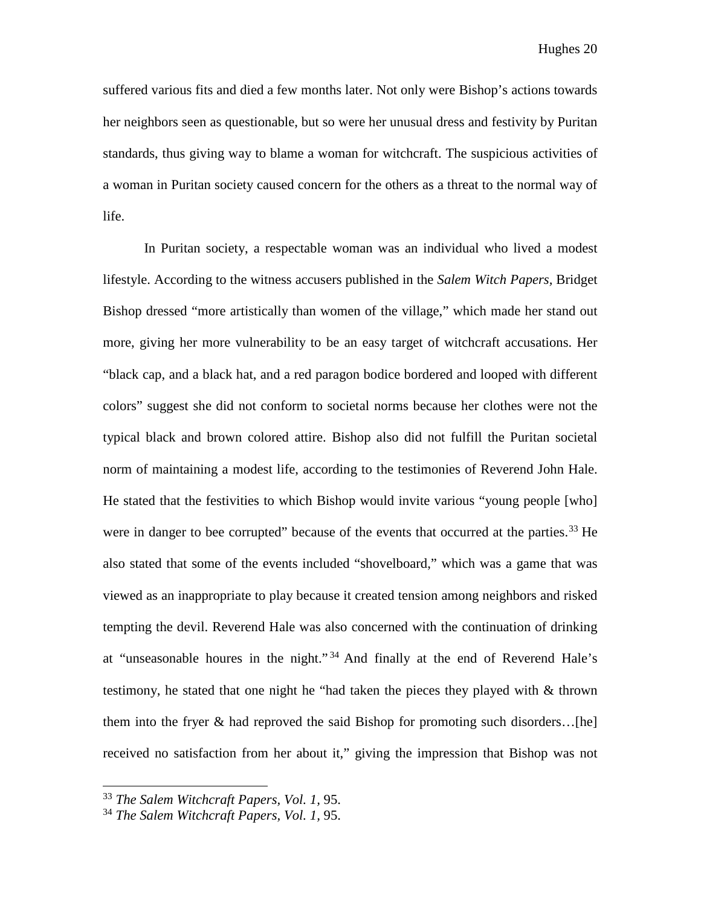suffered various fits and died a few months later. Not only were Bishop's actions towards her neighbors seen as questionable, but so were her unusual dress and festivity by Puritan standards, thus giving way to blame a woman for witchcraft. The suspicious activities of a woman in Puritan society caused concern for the others as a threat to the normal way of life.

In Puritan society, a respectable woman was an individual who lived a modest lifestyle. According to the witness accusers published in the *Salem Witch Papers*, Bridget Bishop dressed "more artistically than women of the village," which made her stand out more, giving her more vulnerability to be an easy target of witchcraft accusations. Her "black cap, and a black hat, and a red paragon bodice bordered and looped with different colors" suggest she did not conform to societal norms because her clothes were not the typical black and brown colored attire. Bishop also did not fulfill the Puritan societal norm of maintaining a modest life, according to the testimonies of Reverend John Hale. He stated that the festivities to which Bishop would invite various "young people [who] were in danger to bee corrupted" because of the events that occurred at the parties.[33] He also stated that some of the events included "shovelboard," which was a game that was viewed as an inappropriate to play because it created tension among neighbors and risked tempting the devil. Reverend Hale was also concerned with the continuation of drinking at "unseasonable houres in the night."[34] And finally at the end of Reverend Hale's testimony, he stated that one night he "had taken the pieces they played with & thrown them into the fryer & had reproved the said Bishop for promoting such disorders…[he] received no satisfaction from her about it," giving the impression that Bishop was not

[33] *The Salem Witchcraft Papers, Vol. 1*, 95.

[34] *The Salem Witchcraft Papers, Vol. 1*, 95.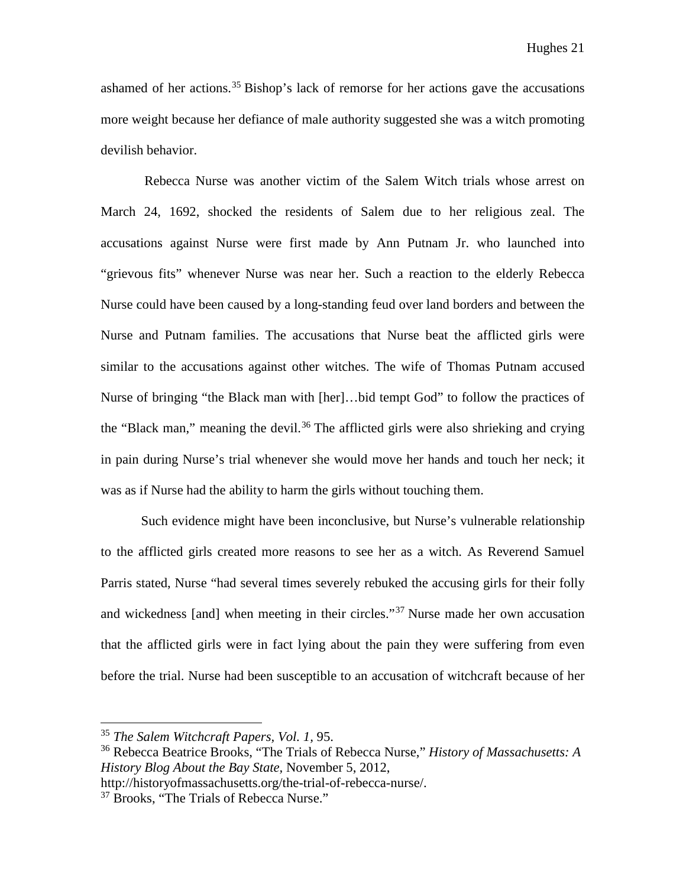ashamed of her actions.[35] Bishop's lack of remorse for her actions gave the accusations more weight because her defiance of male authority suggested she was a witch promoting devilish behavior.

Rebecca Nurse was another victim of the Salem Witch trials whose arrest on March 24, 1692, shocked the residents of Salem due to her religious zeal. The accusations against Nurse were first made by Ann Putnam Jr. who launched into "grievous fits" whenever Nurse was near her. Such a reaction to the elderly Rebecca Nurse could have been caused by a long-standing feud over land borders and between the Nurse and Putnam families. The accusations that Nurse beat the afflicted girls were similar to the accusations against other witches. The wife of Thomas Putnam accused Nurse of bringing "the Black man with [her]…bid tempt God" to follow the practices of the "Black man," meaning the devil.[36] The afflicted girls were also shrieking and crying in pain during Nurse's trial whenever she would move her hands and touch her neck; it was as if Nurse had the ability to harm the girls without touching them.

Such evidence might have been inconclusive, but Nurse's vulnerable relationship to the afflicted girls created more reasons to see her as a witch. As Reverend Samuel Parris stated, Nurse "had several times severely rebuked the accusing girls for their folly and wickedness [and] when meeting in their circles."[37] Nurse made her own accusation that the afflicted girls were in fact lying about the pain they were suffering from even before the trial. Nurse had been susceptible to an accusation of witchcraft because of her

---

[35] *The Salem Witchcraft Papers, Vol. 1,* 95.

[36] Rebecca Beatrice Brooks, "The Trials of Rebecca Nurse," *History of Massachusetts: A History Blog About the Bay State,* November 5, 2012, http://historyofmassachusetts.org/the-trial-of-rebecca-nurse/.

[37] Brooks, "The Trials of Rebecca Nurse."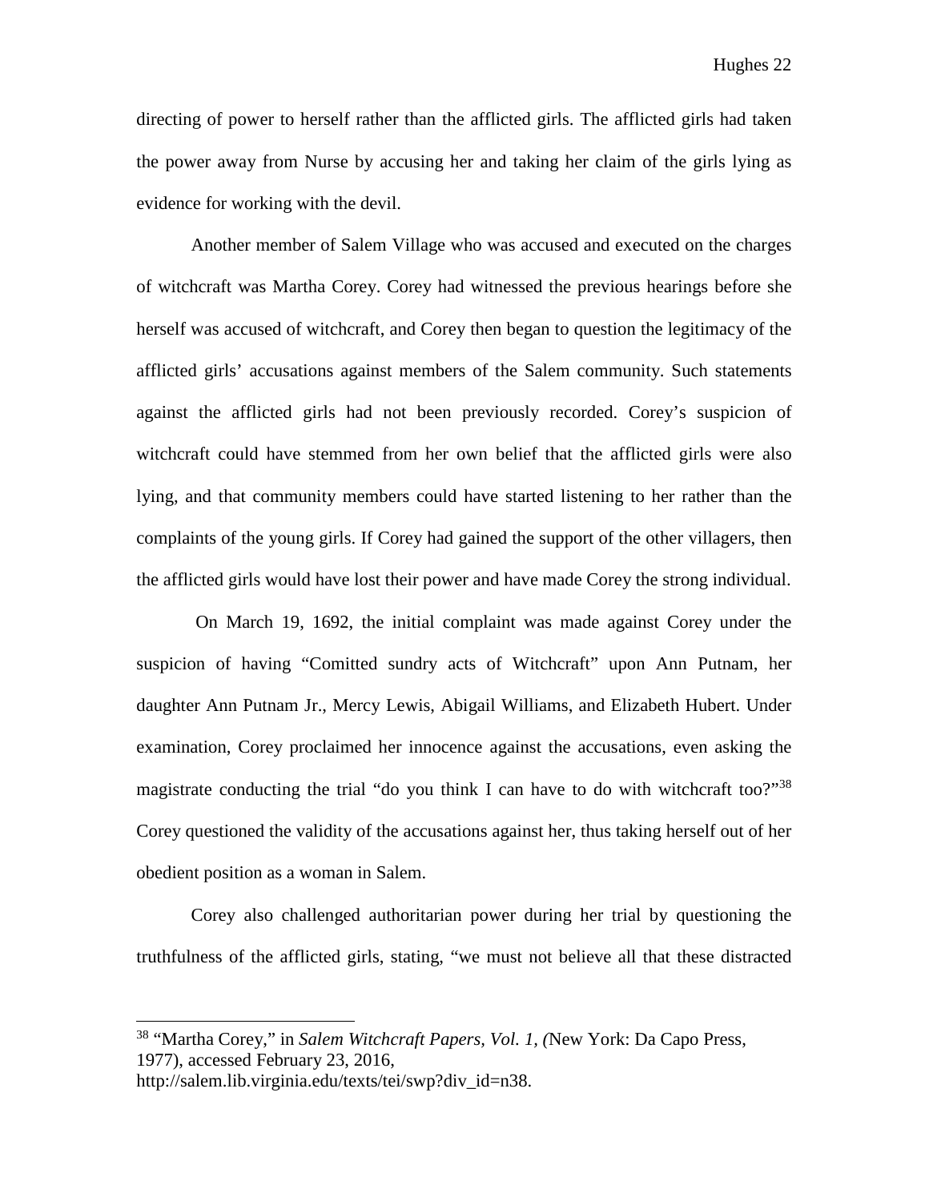directing of power to herself rather than the afflicted girls. The afflicted girls had taken the power away from Nurse by accusing her and taking her claim of the girls lying as evidence for working with the devil.

Another member of Salem Village who was accused and executed on the charges of witchcraft was Martha Corey. Corey had witnessed the previous hearings before she herself was accused of witchcraft, and Corey then began to question the legitimacy of the afflicted girls' accusations against members of the Salem community. Such statements against the afflicted girls had not been previously recorded. Corey's suspicion of witchcraft could have stemmed from her own belief that the afflicted girls were also lying, and that community members could have started listening to her rather than the complaints of the young girls. If Corey had gained the support of the other villagers, then the afflicted girls would have lost their power and have made Corey the strong individual.

On March 19, 1692, the initial complaint was made against Corey under the suspicion of having "Comitted sundry acts of Witchcraft" upon Ann Putnam, her daughter Ann Putnam Jr., Mercy Lewis, Abigail Williams, and Elizabeth Hubert. Under examination, Corey proclaimed her innocence against the accusations, even asking the magistrate conducting the trial "do you think I can have to do with witchcraft too?"[38] Corey questioned the validity of the accusations against her, thus taking herself out of her obedient position as a woman in Salem.

Corey also challenged authoritarian power during her trial by questioning the truthfulness of the afflicted girls, stating, "we must not believe all that these distracted

---

[38] "Martha Corey," in *Salem Witchcraft Papers, Vol. 1, (*New York: Da Capo Press, 1977), accessed February 23, 2016, http://salem.lib.virginia.edu/texts/tei/swp?div_id=n38.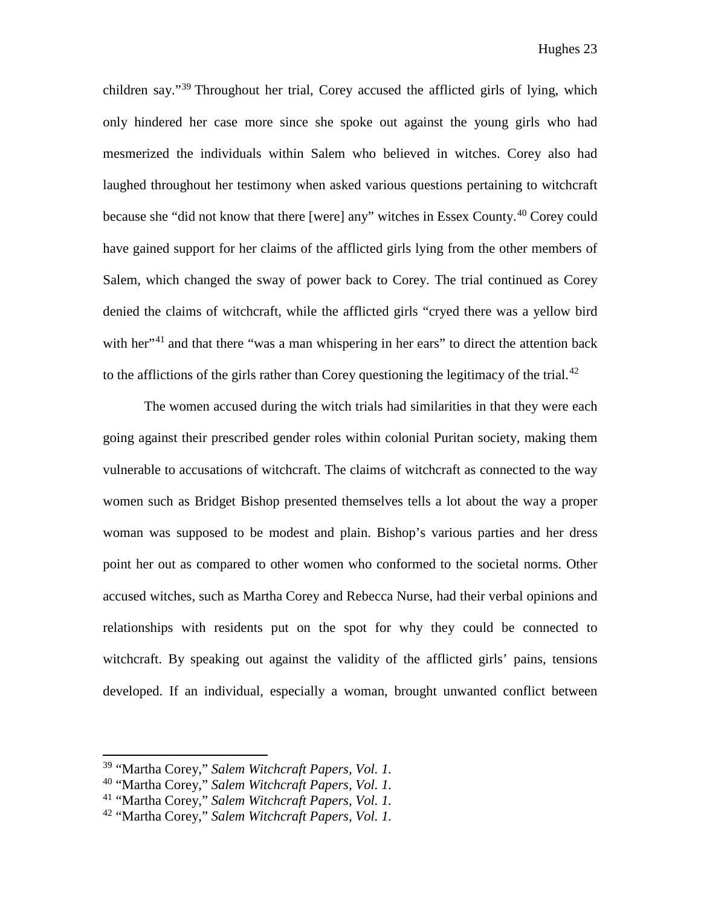children say."[39] Throughout her trial, Corey accused the afflicted girls of lying, which only hindered her case more since she spoke out against the young girls who had mesmerized the individuals within Salem who believed in witches. Corey also had laughed throughout her testimony when asked various questions pertaining to witchcraft because she "did not know that there [were] any" witches in Essex County.[40] Corey could have gained support for her claims of the afflicted girls lying from the other members of Salem, which changed the sway of power back to Corey. The trial continued as Corey denied the claims of witchcraft, while the afflicted girls "cryed there was a yellow bird with her"[41] and that there "was a man whispering in her ears" to direct the attention back to the afflictions of the girls rather than Corey questioning the legitimacy of the trial.[42]

The women accused during the witch trials had similarities in that they were each going against their prescribed gender roles within colonial Puritan society, making them vulnerable to accusations of witchcraft. The claims of witchcraft as connected to the way women such as Bridget Bishop presented themselves tells a lot about the way a proper woman was supposed to be modest and plain. Bishop's various parties and her dress point her out as compared to other women who conformed to the societal norms. Other accused witches, such as Martha Corey and Rebecca Nurse, had their verbal opinions and relationships with residents put on the spot for why they could be connected to witchcraft. By speaking out against the validity of the afflicted girls' pains, tensions developed. If an individual, especially a woman, brought unwanted conflict between

---

[39] "Martha Corey," *Salem Witchcraft Papers, Vol. 1.*

[40] "Martha Corey," *Salem Witchcraft Papers, Vol. 1.*

[41] "Martha Corey," *Salem Witchcraft Papers, Vol. 1.*

[42] "Martha Corey," *Salem Witchcraft Papers, Vol. 1.*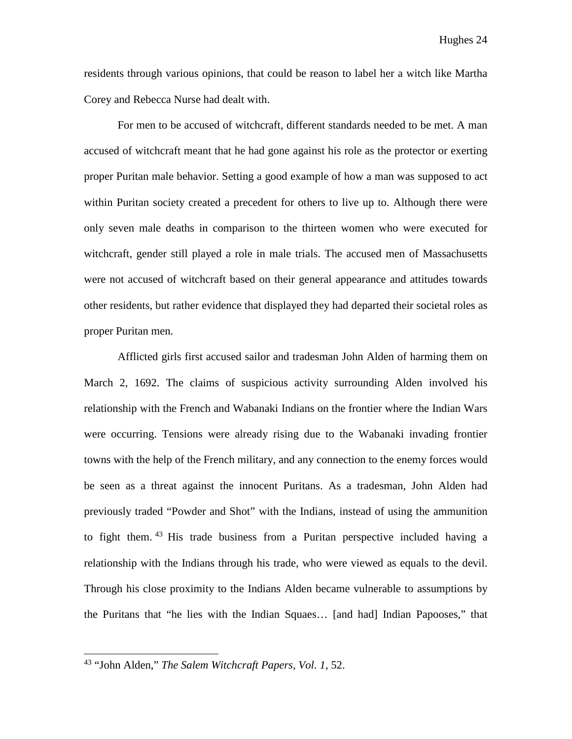residents through various opinions, that could be reason to label her a witch like Martha Corey and Rebecca Nurse had dealt with.

For men to be accused of witchcraft, different standards needed to be met. A man accused of witchcraft meant that he had gone against his role as the protector or exerting proper Puritan male behavior. Setting a good example of how a man was supposed to act within Puritan society created a precedent for others to live up to. Although there were only seven male deaths in comparison to the thirteen women who were executed for witchcraft, gender still played a role in male trials. The accused men of Massachusetts were not accused of witchcraft based on their general appearance and attitudes towards other residents, but rather evidence that displayed they had departed their societal roles as proper Puritan men.

Afflicted girls first accused sailor and tradesman John Alden of harming them on March 2, 1692. The claims of suspicious activity surrounding Alden involved his relationship with the French and Wabanaki Indians on the frontier where the Indian Wars were occurring. Tensions were already rising due to the Wabanaki invading frontier towns with the help of the French military, and any connection to the enemy forces would be seen as a threat against the innocent Puritans. As a tradesman, John Alden had previously traded "Powder and Shot" with the Indians, instead of using the ammunition to fight them.[43] His trade business from a Puritan perspective included having a relationship with the Indians through his trade, who were viewed as equals to the devil. Through his close proximity to the Indians Alden became vulnerable to assumptions by the Puritans that "he lies with the Indian Squaes… [and had] Indian Papooses," that

---

[43] "John Alden," *The Salem Witchcraft Papers, Vol. 1*, 52.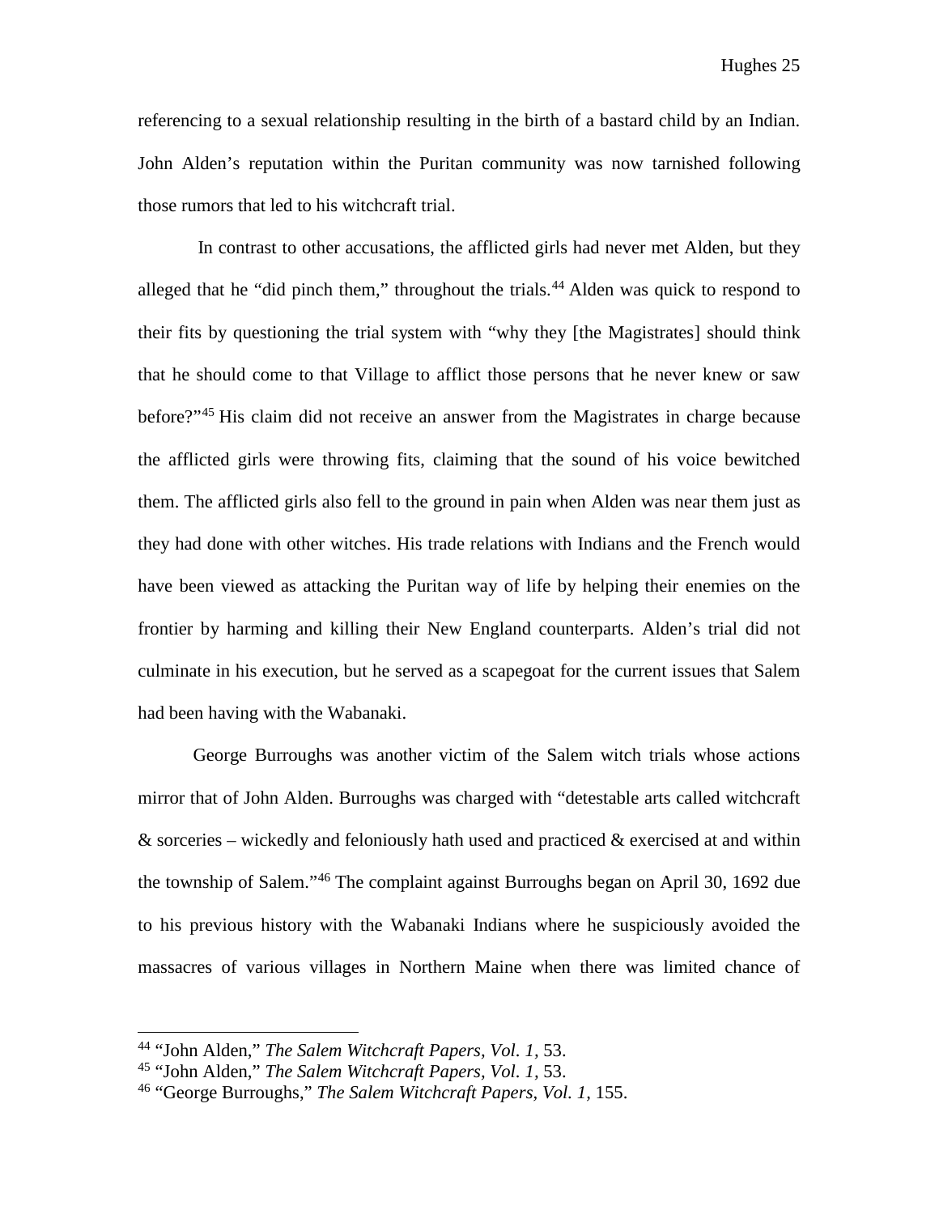referencing to a sexual relationship resulting in the birth of a bastard child by an Indian. John Alden's reputation within the Puritan community was now tarnished following those rumors that led to his witchcraft trial.

In contrast to other accusations, the afflicted girls had never met Alden, but they alleged that he "did pinch them," throughout the trials.[44] Alden was quick to respond to their fits by questioning the trial system with "why they [the Magistrates] should think that he should come to that Village to afflict those persons that he never knew or saw before?"[45] His claim did not receive an answer from the Magistrates in charge because the afflicted girls were throwing fits, claiming that the sound of his voice bewitched them. The afflicted girls also fell to the ground in pain when Alden was near them just as they had done with other witches. His trade relations with Indians and the French would have been viewed as attacking the Puritan way of life by helping their enemies on the frontier by harming and killing their New England counterparts. Alden's trial did not culminate in his execution, but he served as a scapegoat for the current issues that Salem had been having with the Wabanaki.

George Burroughs was another victim of the Salem witch trials whose actions mirror that of John Alden. Burroughs was charged with "detestable arts called witchcraft & sorceries – wickedly and feloniously hath used and practiced & exercised at and within the township of Salem."[46] The complaint against Burroughs began on April 30, 1692 due to his previous history with the Wabanaki Indians where he suspiciously avoided the massacres of various villages in Northern Maine when there was limited chance of

---

[44] "John Alden," *The Salem Witchcraft Papers, Vol. 1,* 53.

[45] "John Alden," *The Salem Witchcraft Papers, Vol. 1,* 53.

[46] "George Burroughs," *The Salem Witchcraft Papers, Vol. 1,* 155.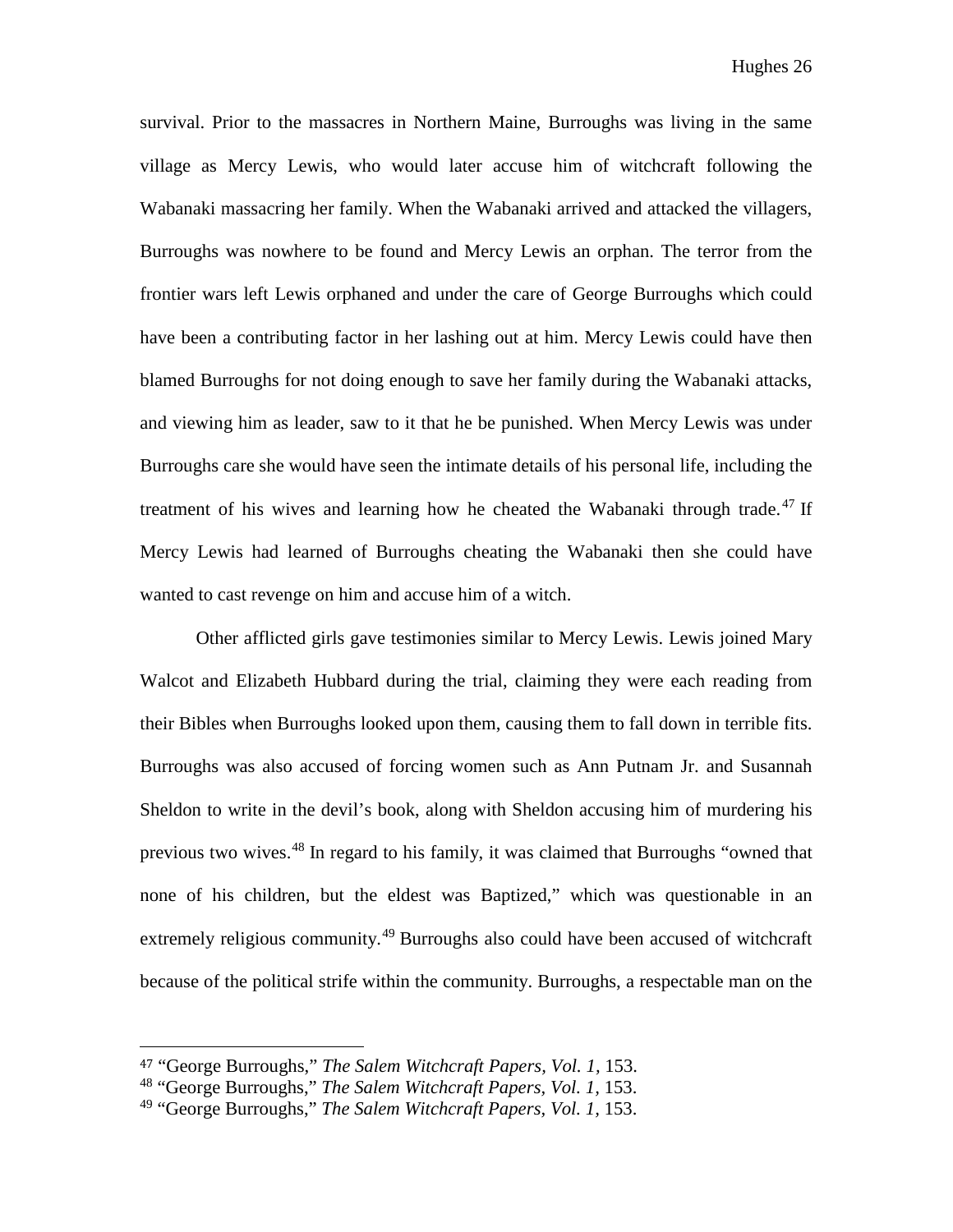survival. Prior to the massacres in Northern Maine, Burroughs was living in the same village as Mercy Lewis, who would later accuse him of witchcraft following the Wabanaki massacring her family. When the Wabanaki arrived and attacked the villagers, Burroughs was nowhere to be found and Mercy Lewis an orphan. The terror from the frontier wars left Lewis orphaned and under the care of George Burroughs which could have been a contributing factor in her lashing out at him. Mercy Lewis could have then blamed Burroughs for not doing enough to save her family during the Wabanaki attacks, and viewing him as leader, saw to it that he be punished. When Mercy Lewis was under Burroughs care she would have seen the intimate details of his personal life, including the treatment of his wives and learning how he cheated the Wabanaki through trade.[47] If Mercy Lewis had learned of Burroughs cheating the Wabanaki then she could have wanted to cast revenge on him and accuse him of a witch.

Other afflicted girls gave testimonies similar to Mercy Lewis. Lewis joined Mary Walcot and Elizabeth Hubbard during the trial, claiming they were each reading from their Bibles when Burroughs looked upon them, causing them to fall down in terrible fits. Burroughs was also accused of forcing women such as Ann Putnam Jr. and Susannah Sheldon to write in the devil's book, along with Sheldon accusing him of murdering his previous two wives.[48] In regard to his family, it was claimed that Burroughs "owned that none of his children, but the eldest was Baptized," which was questionable in an extremely religious community.[49] Burroughs also could have been accused of witchcraft because of the political strife within the community. Burroughs, a respectable man on the

---

[47] "George Burroughs," *The Salem Witchcraft Papers, Vol. 1*, 153.

[48] "George Burroughs," *The Salem Witchcraft Papers, Vol. 1*, 153.

[49] "George Burroughs," *The Salem Witchcraft Papers, Vol. 1*, 153.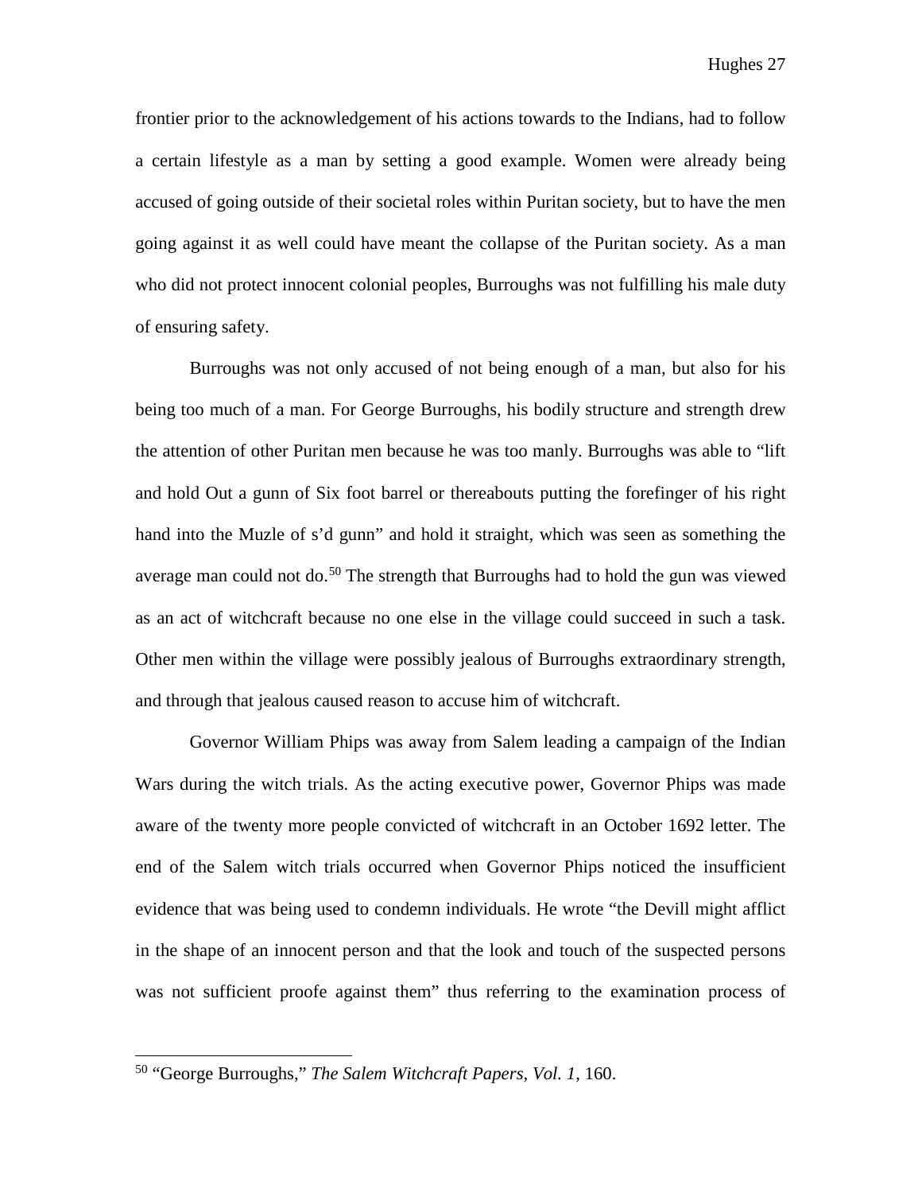frontier prior to the acknowledgement of his actions towards to the Indians, had to follow a certain lifestyle as a man by setting a good example. Women were already being accused of going outside of their societal roles within Puritan society, but to have the men going against it as well could have meant the collapse of the Puritan society. As a man who did not protect innocent colonial peoples, Burroughs was not fulfilling his male duty of ensuring safety.

Burroughs was not only accused of not being enough of a man, but also for his being too much of a man. For George Burroughs, his bodily structure and strength drew the attention of other Puritan men because he was too manly. Burroughs was able to "lift and hold Out a gunn of Six foot barrel or thereabouts putting the forefinger of his right hand into the Muzle of s'd gunn" and hold it straight, which was seen as something the average man could not do.[50] The strength that Burroughs had to hold the gun was viewed as an act of witchcraft because no one else in the village could succeed in such a task. Other men within the village were possibly jealous of Burroughs extraordinary strength, and through that jealous caused reason to accuse him of witchcraft.

Governor William Phips was away from Salem leading a campaign of the Indian Wars during the witch trials. As the acting executive power, Governor Phips was made aware of the twenty more people convicted of witchcraft in an October 1692 letter. The end of the Salem witch trials occurred when Governor Phips noticed the insufficient evidence that was being used to condemn individuals. He wrote "the Devill might afflict in the shape of an innocent person and that the look and touch of the suspected persons was not sufficient proofe against them" thus referring to the examination process of

[50] "George Burroughs," *The Salem Witchcraft Papers, Vol. 1,* 160.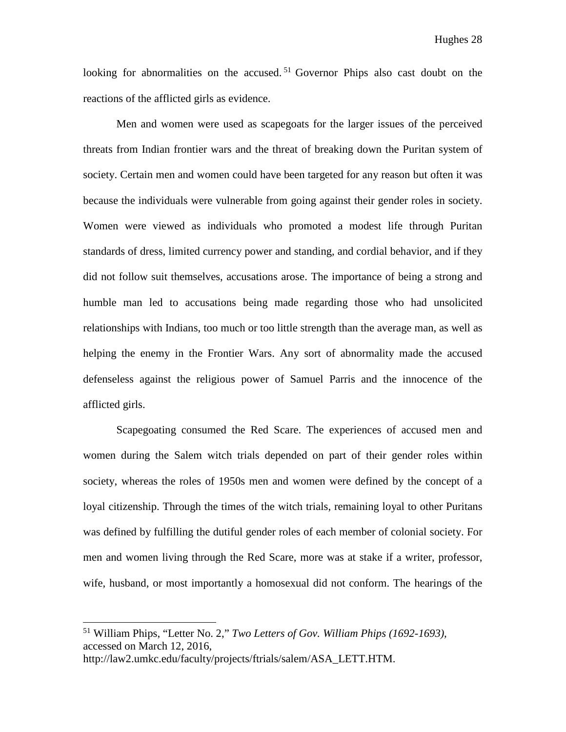looking for abnormalities on the accused.[51] Governor Phips also cast doubt on the reactions of the afflicted girls as evidence.

Men and women were used as scapegoats for the larger issues of the perceived threats from Indian frontier wars and the threat of breaking down the Puritan system of society. Certain men and women could have been targeted for any reason but often it was because the individuals were vulnerable from going against their gender roles in society. Women were viewed as individuals who promoted a modest life through Puritan standards of dress, limited currency power and standing, and cordial behavior, and if they did not follow suit themselves, accusations arose. The importance of being a strong and humble man led to accusations being made regarding those who had unsolicited relationships with Indians, too much or too little strength than the average man, as well as helping the enemy in the Frontier Wars. Any sort of abnormality made the accused defenseless against the religious power of Samuel Parris and the innocence of the afflicted girls.

Scapegoating consumed the Red Scare. The experiences of accused men and women during the Salem witch trials depended on part of their gender roles within society, whereas the roles of 1950s men and women were defined by the concept of a loyal citizenship. Through the times of the witch trials, remaining loyal to other Puritans was defined by fulfilling the dutiful gender roles of each member of colonial society. For men and women living through the Red Scare, more was at stake if a writer, professor, wife, husband, or most importantly a homosexual did not conform. The hearings of the

---

[51] William Phips, "Letter No. 2," *Two Letters of Gov. William Phips (1692-1693),* accessed on March 12, 2016, http://law2.umkc.edu/faculty/projects/ftrials/salem/ASA_LETT.HTM.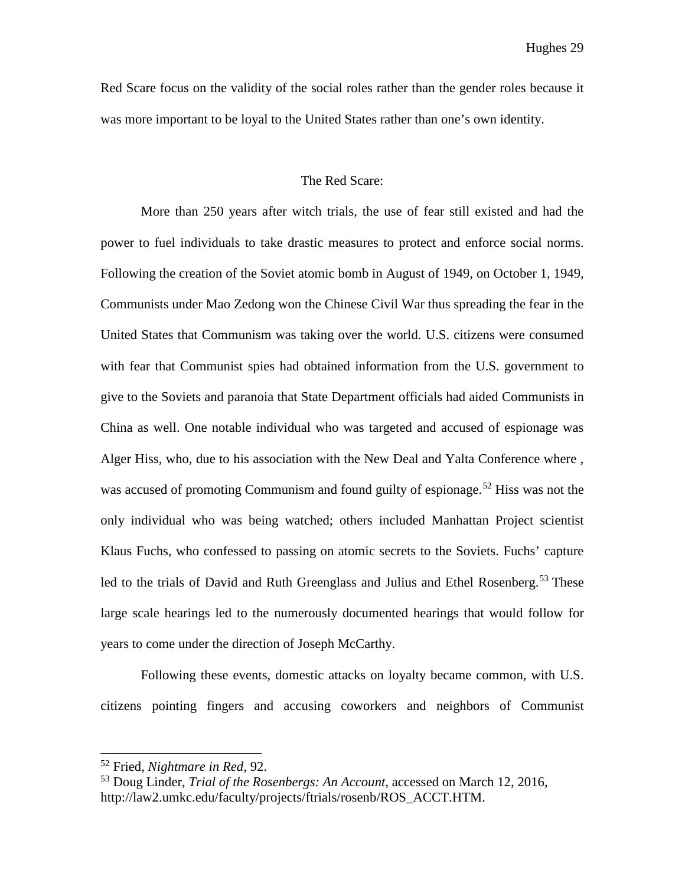Red Scare focus on the validity of the social roles rather than the gender roles because it was more important to be loyal to the United States rather than one's own identity.

## The Red Scare:

More than 250 years after witch trials, the use of fear still existed and had the power to fuel individuals to take drastic measures to protect and enforce social norms. Following the creation of the Soviet atomic bomb in August of 1949, on October 1, 1949, Communists under Mao Zedong won the Chinese Civil War thus spreading the fear in the United States that Communism was taking over the world. U.S. citizens were consumed with fear that Communist spies had obtained information from the U.S. government to give to the Soviets and paranoia that State Department officials had aided Communists in China as well. One notable individual who was targeted and accused of espionage was Alger Hiss, who, due to his association with the New Deal and Yalta Conference where , was accused of promoting Communism and found guilty of espionage.[52] Hiss was not the only individual who was being watched; others included Manhattan Project scientist Klaus Fuchs, who confessed to passing on atomic secrets to the Soviets. Fuchs' capture led to the trials of David and Ruth Greenglass and Julius and Ethel Rosenberg.[53] These large scale hearings led to the numerously documented hearings that would follow for years to come under the direction of Joseph McCarthy.

Following these events, domestic attacks on loyalty became common, with U.S. citizens pointing fingers and accusing coworkers and neighbors of Communist

---

[52] Fried, *Nightmare in Red*, 92.

[53] Doug Linder, *Trial of the Rosenbergs: An Account*, accessed on March 12, 2016, http://law2.umkc.edu/faculty/projects/ftrials/rosenb/ROS_ACCT.HTM.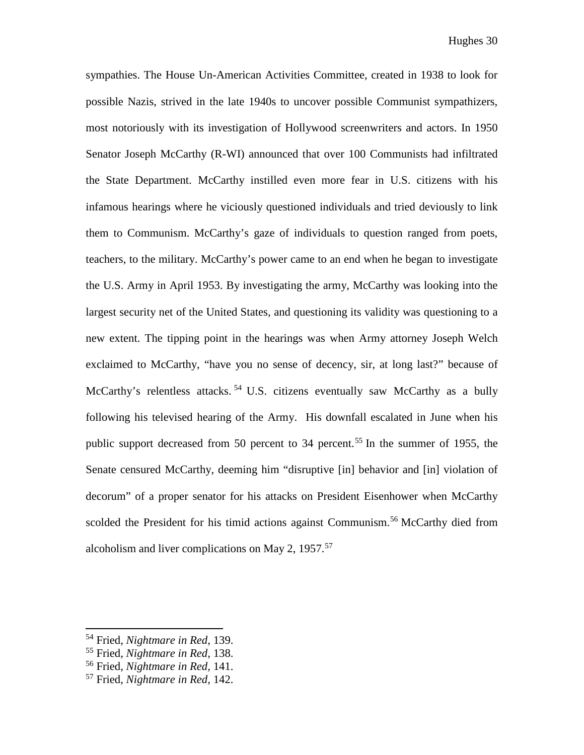sympathies. The House Un-American Activities Committee, created in 1938 to look for possible Nazis, strived in the late 1940s to uncover possible Communist sympathizers, most notoriously with its investigation of Hollywood screenwriters and actors. In 1950 Senator Joseph McCarthy (R-WI) announced that over 100 Communists had infiltrated the State Department. McCarthy instilled even more fear in U.S. citizens with his infamous hearings where he viciously questioned individuals and tried deviously to link them to Communism. McCarthy's gaze of individuals to question ranged from poets, teachers, to the military. McCarthy's power came to an end when he began to investigate the U.S. Army in April 1953. By investigating the army, McCarthy was looking into the largest security net of the United States, and questioning its validity was questioning to a new extent. The tipping point in the hearings was when Army attorney Joseph Welch exclaimed to McCarthy, "have you no sense of decency, sir, at long last?" because of McCarthy's relentless attacks.[54] U.S. citizens eventually saw McCarthy as a bully following his televised hearing of the Army. His downfall escalated in June when his public support decreased from 50 percent to 34 percent.[55] In the summer of 1955, the Senate censured McCarthy, deeming him "disruptive [in] behavior and [in] violation of decorum" of a proper senator for his attacks on President Eisenhower when McCarthy scolded the President for his timid actions against Communism.[56] McCarthy died from alcoholism and liver complications on May 2, 1957.[57]

---

[54] Fried, *Nightmare in Red,* 139.
[55] Fried, *Nightmare in Red,* 138.
[56] Fried, *Nightmare in Red,* 141.
[57] Fried, *Nightmare in Red,* 142.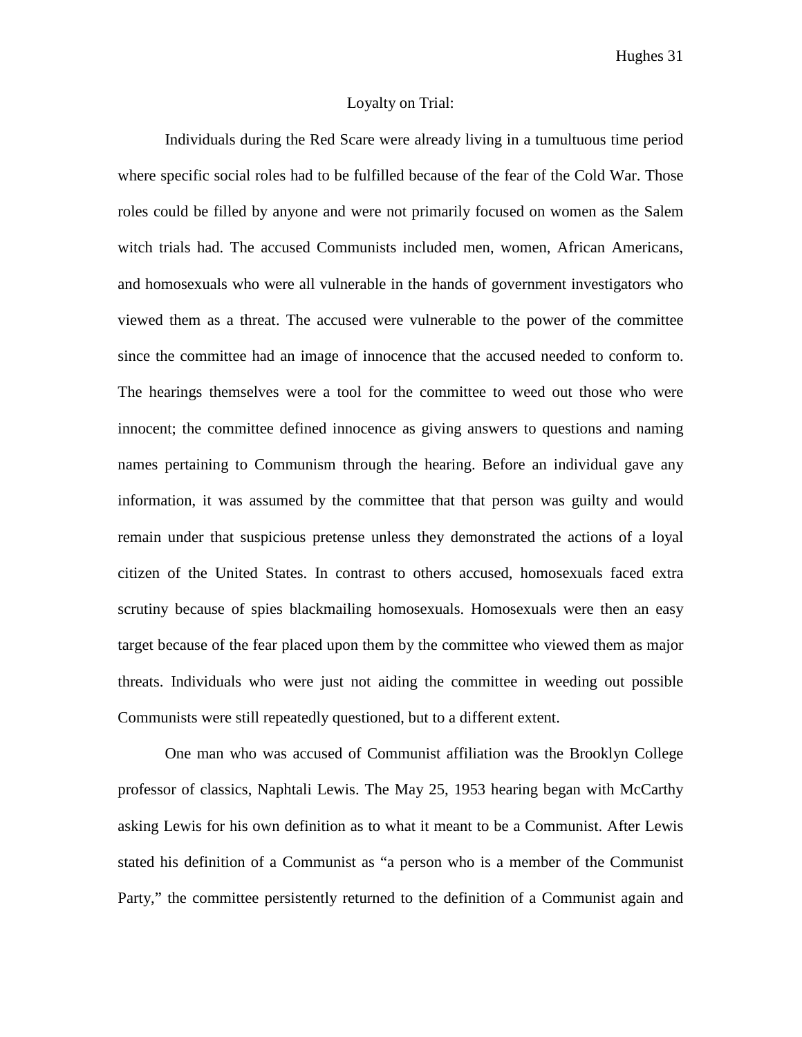## Loyalty on Trial:

Individuals during the Red Scare were already living in a tumultuous time period where specific social roles had to be fulfilled because of the fear of the Cold War. Those roles could be filled by anyone and were not primarily focused on women as the Salem witch trials had. The accused Communists included men, women, African Americans, and homosexuals who were all vulnerable in the hands of government investigators who viewed them as a threat. The accused were vulnerable to the power of the committee since the committee had an image of innocence that the accused needed to conform to. The hearings themselves were a tool for the committee to weed out those who were innocent; the committee defined innocence as giving answers to questions and naming names pertaining to Communism through the hearing. Before an individual gave any information, it was assumed by the committee that that person was guilty and would remain under that suspicious pretense unless they demonstrated the actions of a loyal citizen of the United States. In contrast to others accused, homosexuals faced extra scrutiny because of spies blackmailing homosexuals. Homosexuals were then an easy target because of the fear placed upon them by the committee who viewed them as major threats. Individuals who were just not aiding the committee in weeding out possible Communists were still repeatedly questioned, but to a different extent.

One man who was accused of Communist affiliation was the Brooklyn College professor of classics, Naphtali Lewis. The May 25, 1953 hearing began with McCarthy asking Lewis for his own definition as to what it meant to be a Communist. After Lewis stated his definition of a Communist as "a person who is a member of the Communist Party," the committee persistently returned to the definition of a Communist again and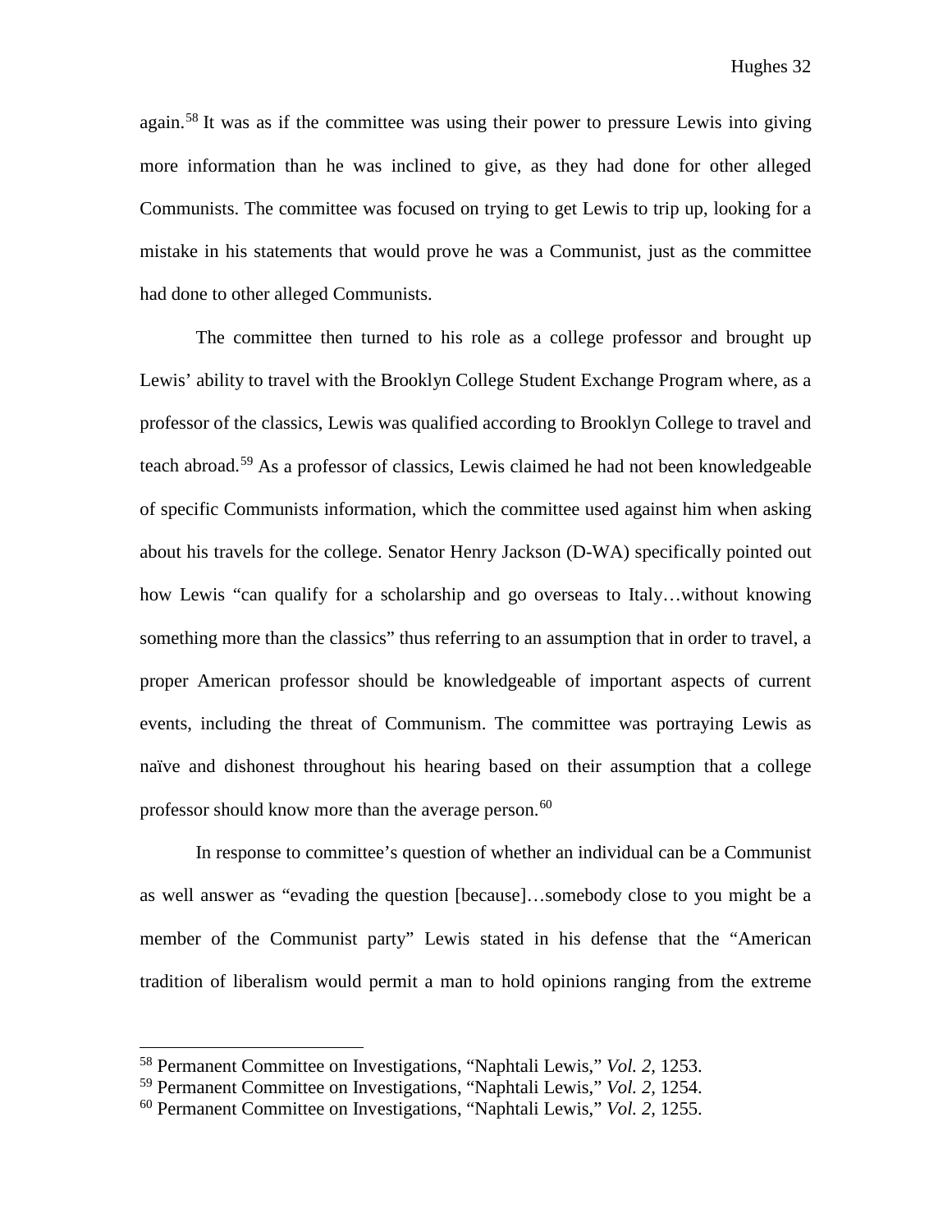again.[58] It was as if the committee was using their power to pressure Lewis into giving more information than he was inclined to give, as they had done for other alleged Communists. The committee was focused on trying to get Lewis to trip up, looking for a mistake in his statements that would prove he was a Communist, just as the committee had done to other alleged Communists.

The committee then turned to his role as a college professor and brought up Lewis' ability to travel with the Brooklyn College Student Exchange Program where, as a professor of the classics, Lewis was qualified according to Brooklyn College to travel and teach abroad.[59] As a professor of classics, Lewis claimed he had not been knowledgeable of specific Communists information, which the committee used against him when asking about his travels for the college. Senator Henry Jackson (D-WA) specifically pointed out how Lewis "can qualify for a scholarship and go overseas to Italy…without knowing something more than the classics" thus referring to an assumption that in order to travel, a proper American professor should be knowledgeable of important aspects of current events, including the threat of Communism. The committee was portraying Lewis as naïve and dishonest throughout his hearing based on their assumption that a college professor should know more than the average person.[60]

In response to committee's question of whether an individual can be a Communist as well answer as "evading the question [because]…somebody close to you might be a member of the Communist party" Lewis stated in his defense that the "American tradition of liberalism would permit a man to hold opinions ranging from the extreme

---

[58] Permanent Committee on Investigations, "Naphtali Lewis," *Vol. 2,* 1253.
[59] Permanent Committee on Investigations, "Naphtali Lewis," *Vol. 2,* 1254.
[60] Permanent Committee on Investigations, "Naphtali Lewis," *Vol. 2,* 1255.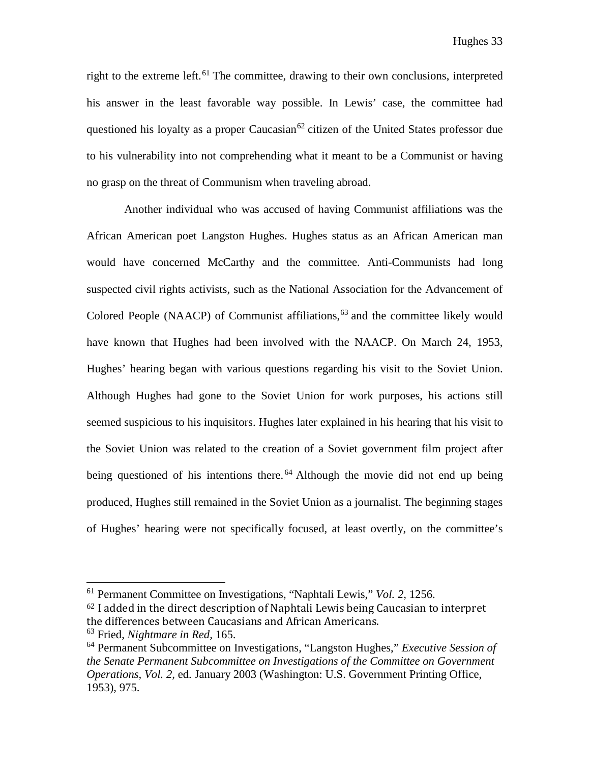right to the extreme left.[61] The committee, drawing to their own conclusions, interpreted his answer in the least favorable way possible. In Lewis' case, the committee had questioned his loyalty as a proper Caucasian[62] citizen of the United States professor due to his vulnerability into not comprehending what it meant to be a Communist or having no grasp on the threat of Communism when traveling abroad.

Another individual who was accused of having Communist affiliations was the African American poet Langston Hughes. Hughes status as an African American man would have concerned McCarthy and the committee. Anti-Communists had long suspected civil rights activists, such as the National Association for the Advancement of Colored People (NAACP) of Communist affiliations,[63] and the committee likely would have known that Hughes had been involved with the NAACP. On March 24, 1953, Hughes' hearing began with various questions regarding his visit to the Soviet Union. Although Hughes had gone to the Soviet Union for work purposes, his actions still seemed suspicious to his inquisitors. Hughes later explained in his hearing that his visit to the Soviet Union was related to the creation of a Soviet government film project after being questioned of his intentions there.[64] Although the movie did not end up being produced, Hughes still remained in the Soviet Union as a journalist. The beginning stages of Hughes' hearing were not specifically focused, at least overtly, on the committee's

---

[61] Permanent Committee on Investigations, "Naphtali Lewis," *Vol. 2,* 1256.

[62] I added in the direct description of Naphtali Lewis being Caucasian to interpret the differences between Caucasians and African Americans.

[63] Fried, *Nightmare in Red*, 165.

[64] Permanent Subcommittee on Investigations, "Langston Hughes," *Executive Session of the Senate Permanent Subcommittee on Investigations of the Committee on Government Operations, Vol. 2,* ed. January 2003 (Washington: U.S. Government Printing Office, 1953), 975.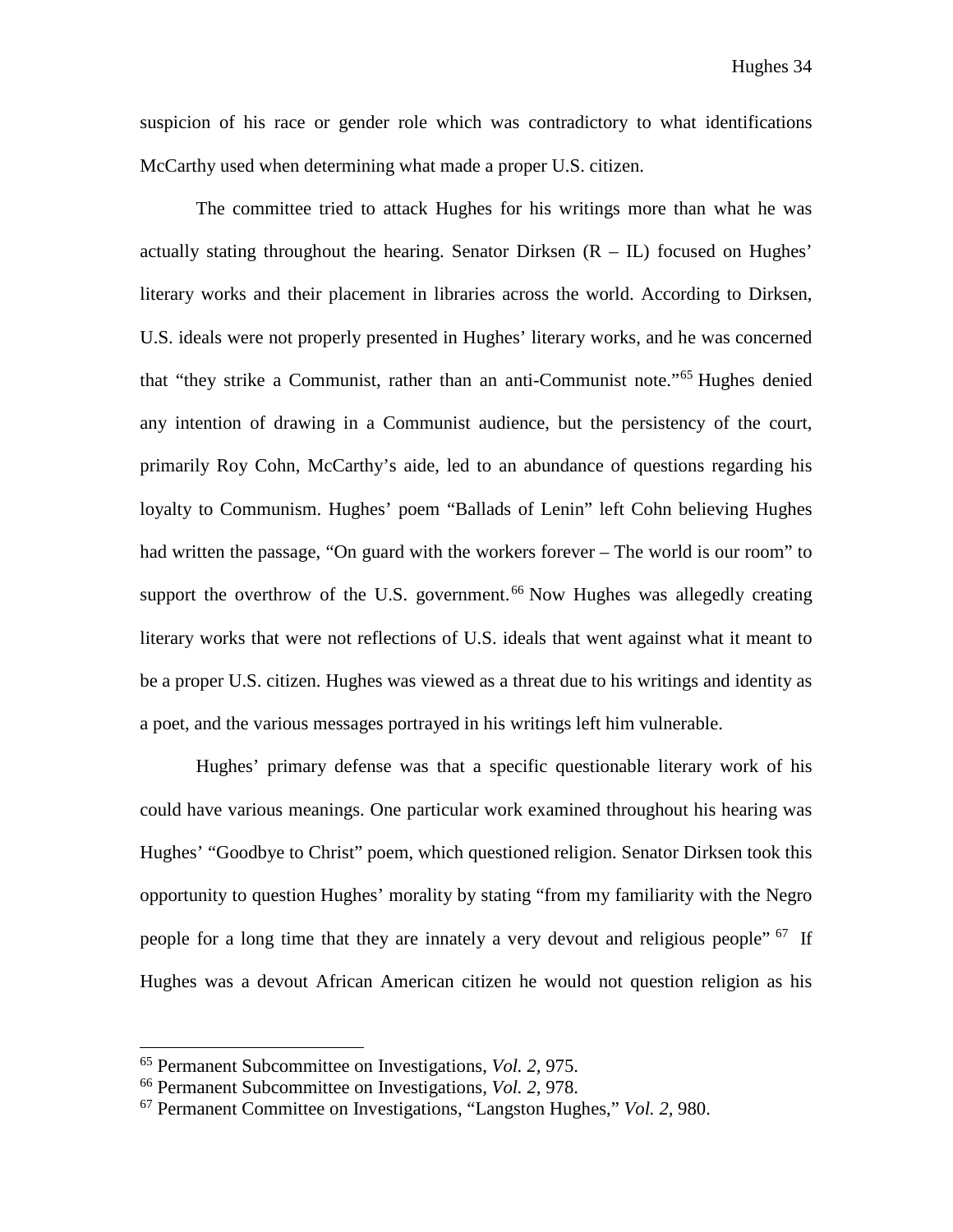suspicion of his race or gender role which was contradictory to what identifications McCarthy used when determining what made a proper U.S. citizen.

The committee tried to attack Hughes for his writings more than what he was actually stating throughout the hearing. Senator Dirksen (R – IL) focused on Hughes' literary works and their placement in libraries across the world. According to Dirksen, U.S. ideals were not properly presented in Hughes' literary works, and he was concerned that "they strike a Communist, rather than an anti-Communist note."[65] Hughes denied any intention of drawing in a Communist audience, but the persistency of the court, primarily Roy Cohn, McCarthy's aide, led to an abundance of questions regarding his loyalty to Communism. Hughes' poem "Ballads of Lenin" left Cohn believing Hughes had written the passage, "On guard with the workers forever – The world is our room" to support the overthrow of the U.S. government.[66] Now Hughes was allegedly creating literary works that were not reflections of U.S. ideals that went against what it meant to be a proper U.S. citizen. Hughes was viewed as a threat due to his writings and identity as a poet, and the various messages portrayed in his writings left him vulnerable.

Hughes' primary defense was that a specific questionable literary work of his could have various meanings. One particular work examined throughout his hearing was Hughes' "Goodbye to Christ" poem, which questioned religion. Senator Dirksen took this opportunity to question Hughes' morality by stating "from my familiarity with the Negro people for a long time that they are innately a very devout and religious people"[67] If Hughes was a devout African American citizen he would not question religion as his

---

[65] Permanent Subcommittee on Investigations, *Vol. 2*, 975.

[66] Permanent Subcommittee on Investigations, *Vol. 2*, 978.

[67] Permanent Committee on Investigations, "Langston Hughes," *Vol. 2*, 980.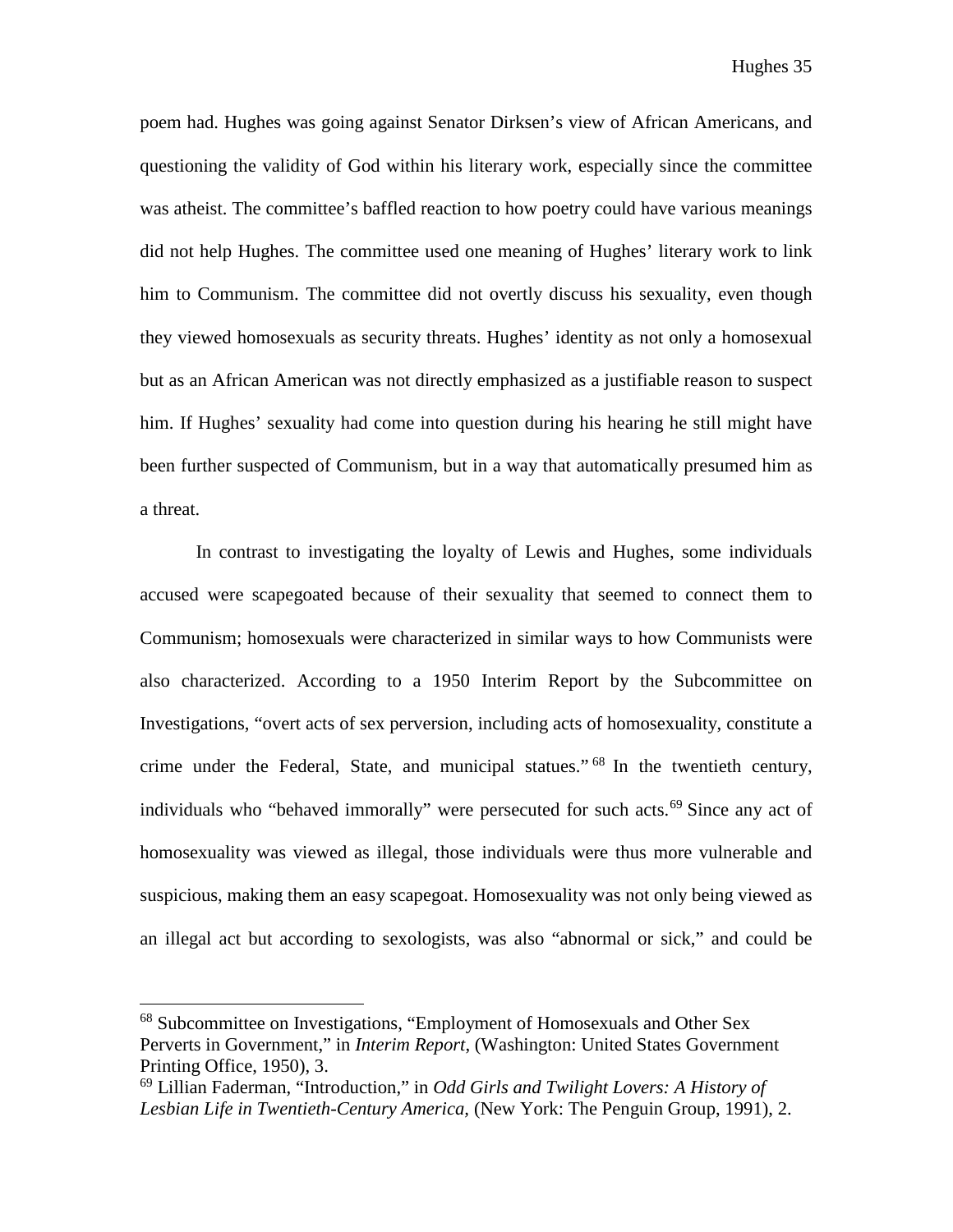poem had. Hughes was going against Senator Dirksen's view of African Americans, and questioning the validity of God within his literary work, especially since the committee was atheist. The committee's baffled reaction to how poetry could have various meanings did not help Hughes. The committee used one meaning of Hughes' literary work to link him to Communism. The committee did not overtly discuss his sexuality, even though they viewed homosexuals as security threats. Hughes' identity as not only a homosexual but as an African American was not directly emphasized as a justifiable reason to suspect him. If Hughes' sexuality had come into question during his hearing he still might have been further suspected of Communism, but in a way that automatically presumed him as a threat.

In contrast to investigating the loyalty of Lewis and Hughes, some individuals accused were scapegoated because of their sexuality that seemed to connect them to Communism; homosexuals were characterized in similar ways to how Communists were also characterized. According to a 1950 Interim Report by the Subcommittee on Investigations, "overt acts of sex perversion, including acts of homosexuality, constitute a crime under the Federal, State, and municipal statues."[68] In the twentieth century, individuals who "behaved immorally" were persecuted for such acts.[69] Since any act of homosexuality was viewed as illegal, those individuals were thus more vulnerable and suspicious, making them an easy scapegoat. Homosexuality was not only being viewed as an illegal act but according to sexologists, was also "abnormal or sick," and could be

---

[68] Subcommittee on Investigations, "Employment of Homosexuals and Other Sex Perverts in Government," in *Interim Report*, (Washington: United States Government Printing Office, 1950), 3.

[69] Lillian Faderman, "Introduction," in *Odd Girls and Twilight Lovers: A History of Lesbian Life in Twentieth-Century America*, (New York: The Penguin Group, 1991), 2.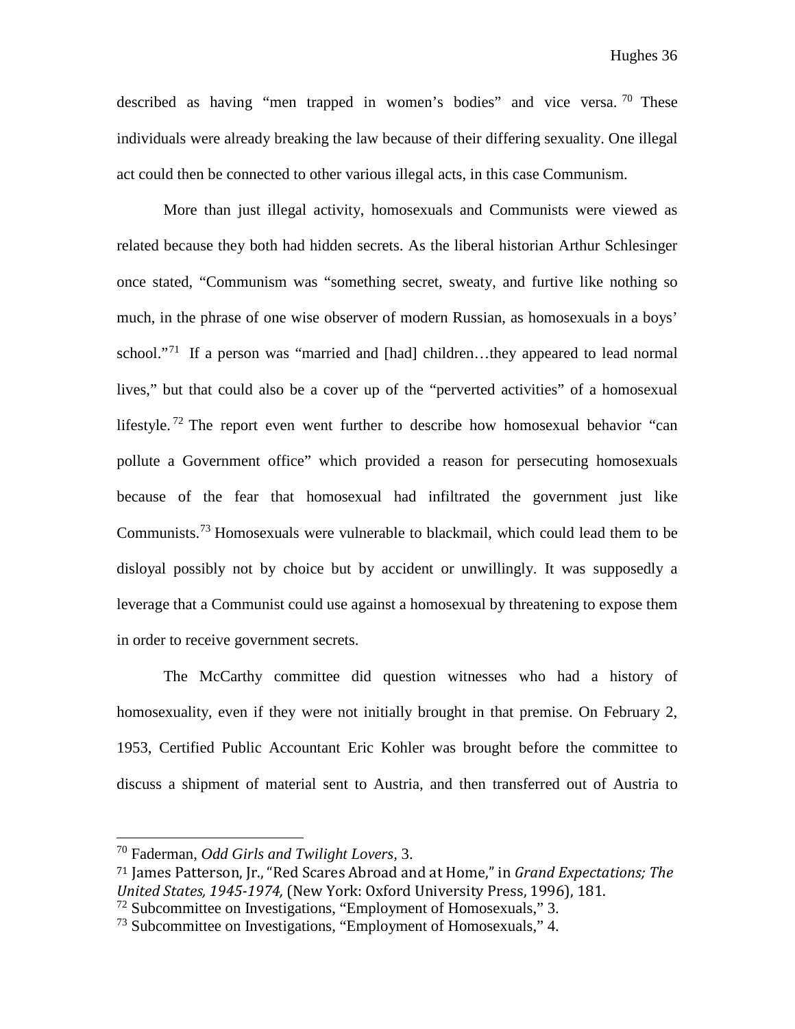described as having "men trapped in women's bodies" and vice versa.[70] These individuals were already breaking the law because of their differing sexuality. One illegal act could then be connected to other various illegal acts, in this case Communism.

More than just illegal activity, homosexuals and Communists were viewed as related because they both had hidden secrets. As the liberal historian Arthur Schlesinger once stated, "Communism was "something secret, sweaty, and furtive like nothing so much, in the phrase of one wise observer of modern Russian, as homosexuals in a boys' school."[71] If a person was "married and [had] children…they appeared to lead normal lives," but that could also be a cover up of the "perverted activities" of a homosexual lifestyle.[72] The report even went further to describe how homosexual behavior "can pollute a Government office" which provided a reason for persecuting homosexuals because of the fear that homosexual had infiltrated the government just like Communists.[73] Homosexuals were vulnerable to blackmail, which could lead them to be disloyal possibly not by choice but by accident or unwillingly. It was supposedly a leverage that a Communist could use against a homosexual by threatening to expose them in order to receive government secrets.

The McCarthy committee did question witnesses who had a history of homosexuality, even if they were not initially brought in that premise. On February 2, 1953, Certified Public Accountant Eric Kohler was brought before the committee to discuss a shipment of material sent to Austria, and then transferred out of Austria to

---

[70] Faderman, *Odd Girls and Twilight Lovers*, 3.

[71] James Patterson, Jr., "Red Scares Abroad and at Home," in *Grand Expectations; The United States, 1945-1974,* (New York: Oxford University Press, 1996), 181.

[72] Subcommittee on Investigations, "Employment of Homosexuals," 3.

[73] Subcommittee on Investigations, "Employment of Homosexuals," 4.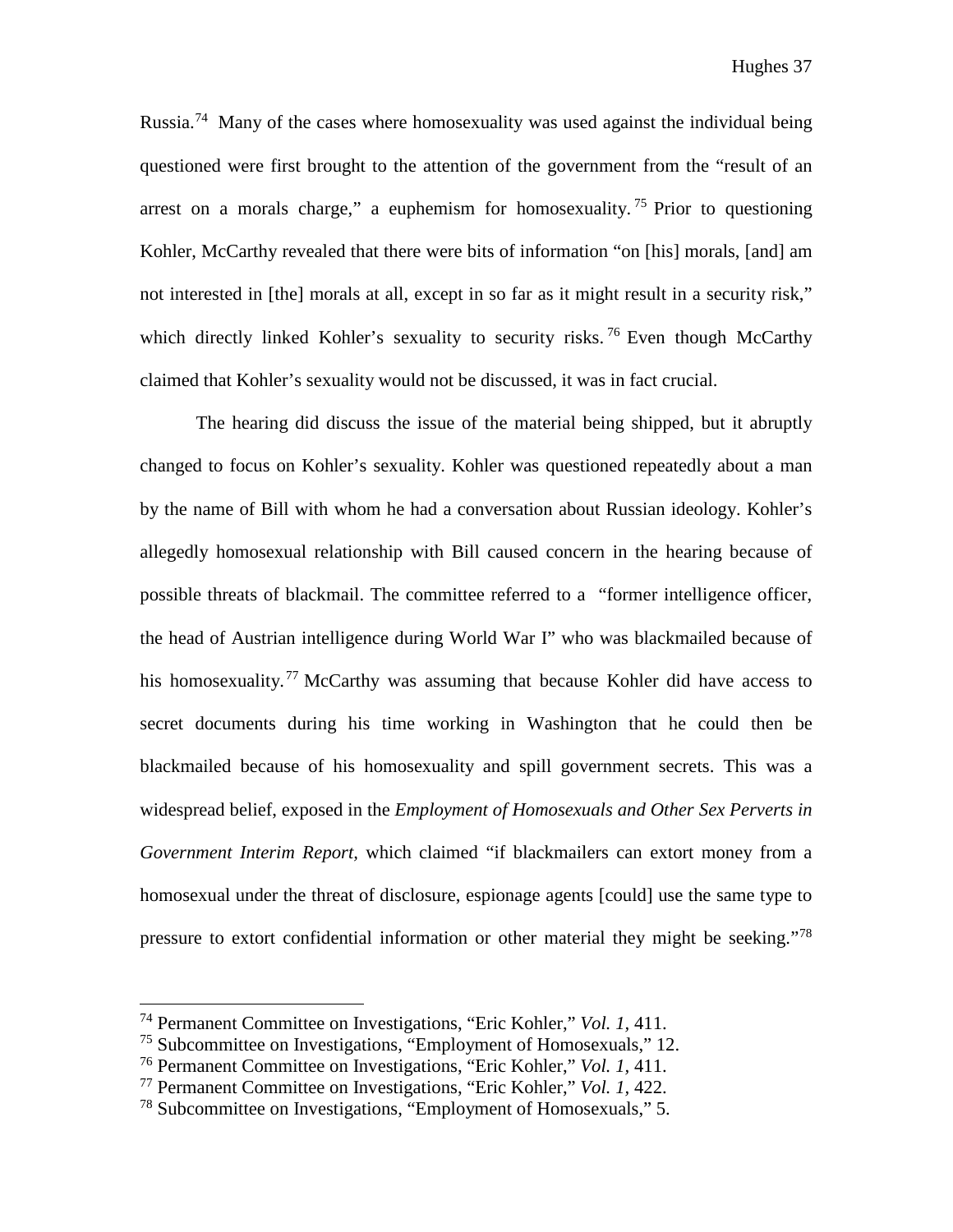Russia.[74] Many of the cases where homosexuality was used against the individual being questioned were first brought to the attention of the government from the "result of an arrest on a morals charge," a euphemism for homosexuality.[75] Prior to questioning Kohler, McCarthy revealed that there were bits of information "on [his] morals, [and] am not interested in [the] morals at all, except in so far as it might result in a security risk," which directly linked Kohler's sexuality to security risks.[76] Even though McCarthy claimed that Kohler's sexuality would not be discussed, it was in fact crucial.

The hearing did discuss the issue of the material being shipped, but it abruptly changed to focus on Kohler's sexuality. Kohler was questioned repeatedly about a man by the name of Bill with whom he had a conversation about Russian ideology. Kohler's allegedly homosexual relationship with Bill caused concern in the hearing because of possible threats of blackmail. The committee referred to a "former intelligence officer, the head of Austrian intelligence during World War I" who was blackmailed because of his homosexuality.[77] McCarthy was assuming that because Kohler did have access to secret documents during his time working in Washington that he could then be blackmailed because of his homosexuality and spill government secrets. This was a widespread belief, exposed in the *Employment of Homosexuals and Other Sex Perverts in Government Interim Report,* which claimed "if blackmailers can extort money from a homosexual under the threat of disclosure, espionage agents [could] use the same type to pressure to extort confidential information or other material they might be seeking."[78]

---

[74] Permanent Committee on Investigations, "Eric Kohler," *Vol. 1,* 411.
[75] Subcommittee on Investigations, "Employment of Homosexuals," 12.
[76] Permanent Committee on Investigations, "Eric Kohler," *Vol. 1,* 411.
[77] Permanent Committee on Investigations, "Eric Kohler," *Vol. 1,* 422.
[78] Subcommittee on Investigations, "Employment of Homosexuals," 5.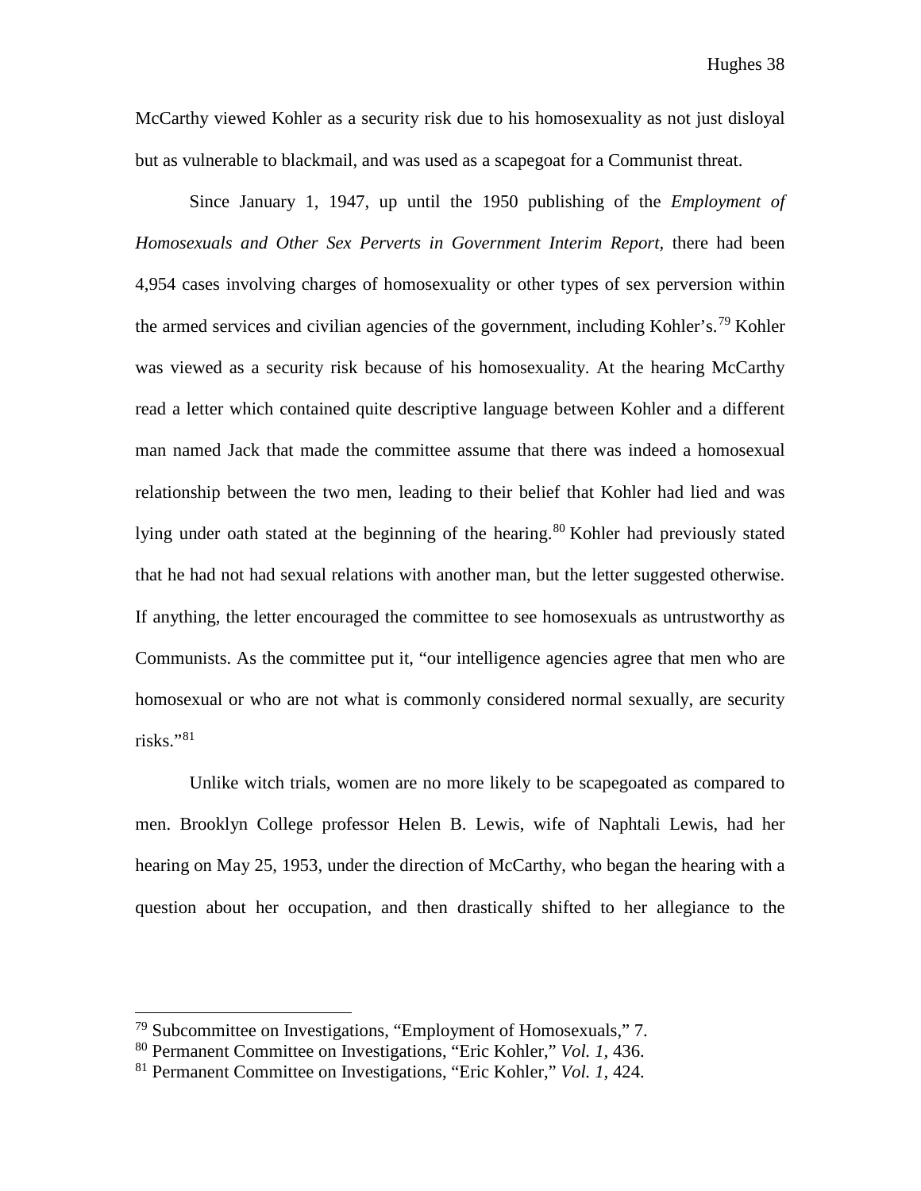McCarthy viewed Kohler as a security risk due to his homosexuality as not just disloyal but as vulnerable to blackmail, and was used as a scapegoat for a Communist threat.

Since January 1, 1947, up until the 1950 publishing of the *Employment of Homosexuals and Other Sex Perverts in Government Interim Report,* there had been 4,954 cases involving charges of homosexuality or other types of sex perversion within the armed services and civilian agencies of the government, including Kohler's.[79] Kohler was viewed as a security risk because of his homosexuality. At the hearing McCarthy read a letter which contained quite descriptive language between Kohler and a different man named Jack that made the committee assume that there was indeed a homosexual relationship between the two men, leading to their belief that Kohler had lied and was lying under oath stated at the beginning of the hearing.[80] Kohler had previously stated that he had not had sexual relations with another man, but the letter suggested otherwise. If anything, the letter encouraged the committee to see homosexuals as untrustworthy as Communists. As the committee put it, "our intelligence agencies agree that men who are homosexual or who are not what is commonly considered normal sexually, are security risks."[81]

Unlike witch trials, women are no more likely to be scapegoated as compared to men. Brooklyn College professor Helen B. Lewis, wife of Naphtali Lewis, had her hearing on May 25, 1953, under the direction of McCarthy, who began the hearing with a question about her occupation, and then drastically shifted to her allegiance to the

---

[79] Subcommittee on Investigations, "Employment of Homosexuals," 7.

[80] Permanent Committee on Investigations, "Eric Kohler," *Vol. 1,* 436.

[81] Permanent Committee on Investigations, "Eric Kohler," *Vol. 1,* 424.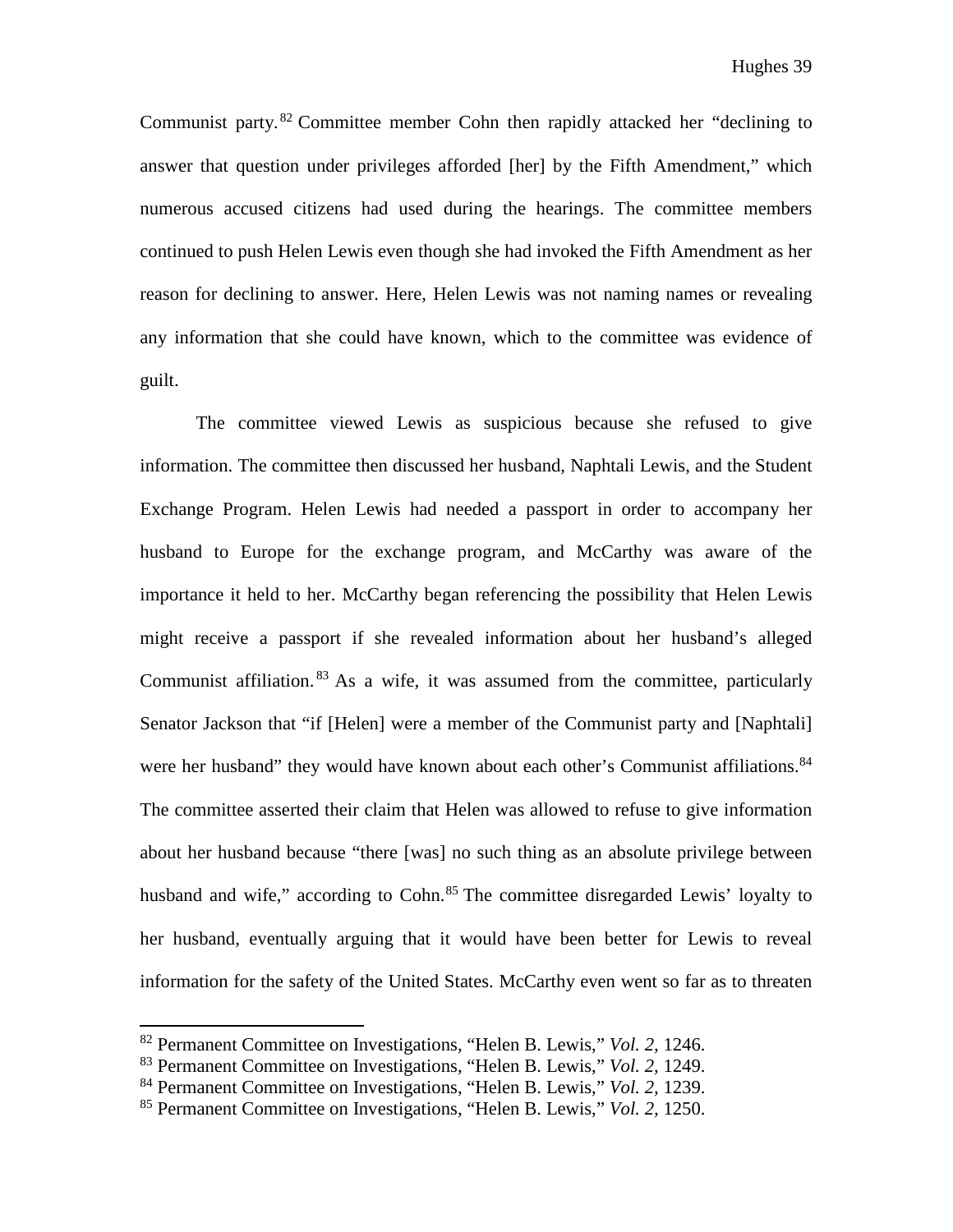Communist party.[82] Committee member Cohn then rapidly attacked her "declining to answer that question under privileges afforded [her] by the Fifth Amendment," which numerous accused citizens had used during the hearings. The committee members continued to push Helen Lewis even though she had invoked the Fifth Amendment as her reason for declining to answer. Here, Helen Lewis was not naming names or revealing any information that she could have known, which to the committee was evidence of guilt.

The committee viewed Lewis as suspicious because she refused to give information. The committee then discussed her husband, Naphtali Lewis, and the Student Exchange Program. Helen Lewis had needed a passport in order to accompany her husband to Europe for the exchange program, and McCarthy was aware of the importance it held to her. McCarthy began referencing the possibility that Helen Lewis might receive a passport if she revealed information about her husband's alleged Communist affiliation.[83] As a wife, it was assumed from the committee, particularly Senator Jackson that "if [Helen] were a member of the Communist party and [Naphtali] were her husband" they would have known about each other's Communist affiliations.[84] The committee asserted their claim that Helen was allowed to refuse to give information about her husband because "there [was] no such thing as an absolute privilege between husband and wife," according to Cohn.[85] The committee disregarded Lewis' loyalty to her husband, eventually arguing that it would have been better for Lewis to reveal information for the safety of the United States. McCarthy even went so far as to threaten

[82] Permanent Committee on Investigations, "Helen B. Lewis," *Vol. 2,* 1246.

[83] Permanent Committee on Investigations, "Helen B. Lewis," *Vol. 2,* 1249.

[84] Permanent Committee on Investigations, "Helen B. Lewis," *Vol. 2,* 1239.

[85] Permanent Committee on Investigations, "Helen B. Lewis," *Vol. 2,* 1250.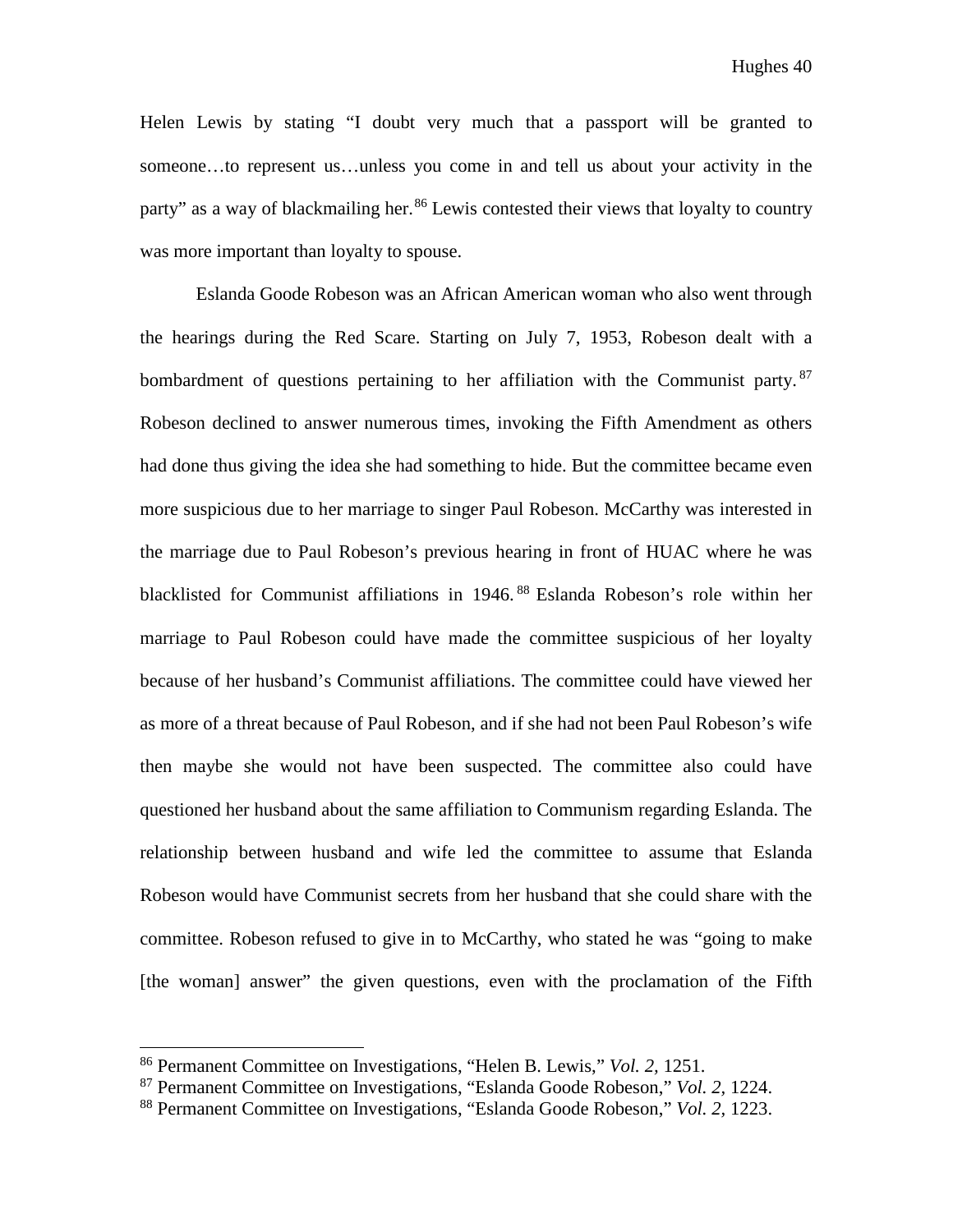Helen Lewis by stating "I doubt very much that a passport will be granted to someone…to represent us…unless you come in and tell us about your activity in the party" as a way of blackmailing her.[86] Lewis contested their views that loyalty to country was more important than loyalty to spouse.

Eslanda Goode Robeson was an African American woman who also went through the hearings during the Red Scare. Starting on July 7, 1953, Robeson dealt with a bombardment of questions pertaining to her affiliation with the Communist party.[87] Robeson declined to answer numerous times, invoking the Fifth Amendment as others had done thus giving the idea she had something to hide. But the committee became even more suspicious due to her marriage to singer Paul Robeson. McCarthy was interested in the marriage due to Paul Robeson's previous hearing in front of HUAC where he was blacklisted for Communist affiliations in 1946.[88] Eslanda Robeson's role within her marriage to Paul Robeson could have made the committee suspicious of her loyalty because of her husband's Communist affiliations. The committee could have viewed her as more of a threat because of Paul Robeson, and if she had not been Paul Robeson's wife then maybe she would not have been suspected. The committee also could have questioned her husband about the same affiliation to Communism regarding Eslanda. The relationship between husband and wife led the committee to assume that Eslanda Robeson would have Communist secrets from her husband that she could share with the committee. Robeson refused to give in to McCarthy, who stated he was "going to make [the woman] answer" the given questions, even with the proclamation of the Fifth

---

[86] Permanent Committee on Investigations, "Helen B. Lewis," *Vol. 2,* 1251.

[87] Permanent Committee on Investigations, "Eslanda Goode Robeson," *Vol. 2*, 1224.

[88] Permanent Committee on Investigations, "Eslanda Goode Robeson," *Vol. 2,* 1223.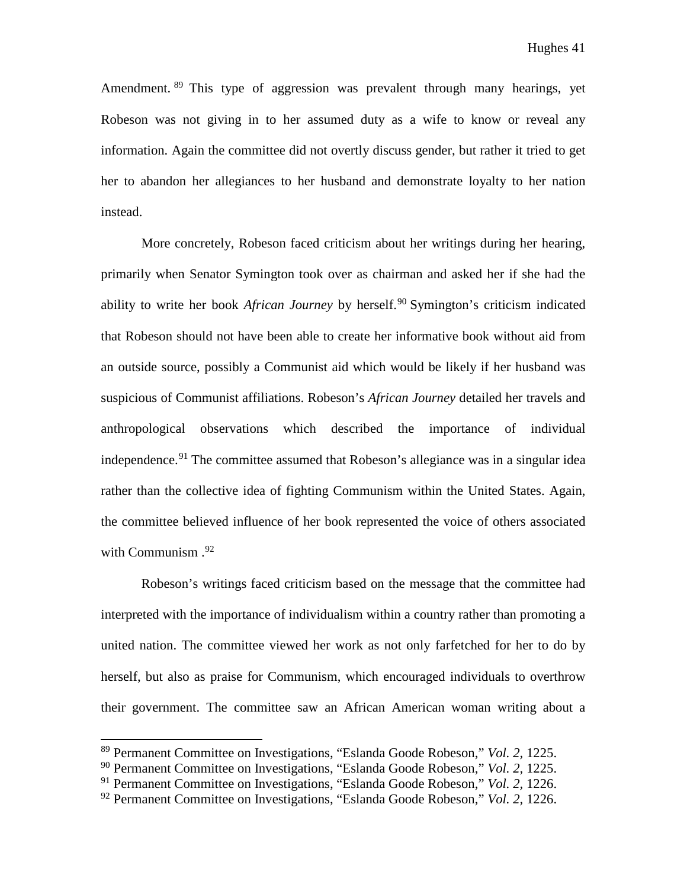Amendment.[89] This type of aggression was prevalent through many hearings, yet Robeson was not giving in to her assumed duty as a wife to know or reveal any information. Again the committee did not overtly discuss gender, but rather it tried to get her to abandon her allegiances to her husband and demonstrate loyalty to her nation instead.

More concretely, Robeson faced criticism about her writings during her hearing, primarily when Senator Symington took over as chairman and asked her if she had the ability to write her book *African Journey* by herself.[90] Symington's criticism indicated that Robeson should not have been able to create her informative book without aid from an outside source, possibly a Communist aid which would be likely if her husband was suspicious of Communist affiliations. Robeson's *African Journey* detailed her travels and anthropological observations which described the importance of individual independence.[91] The committee assumed that Robeson's allegiance was in a singular idea rather than the collective idea of fighting Communism within the United States. Again, the committee believed influence of her book represented the voice of others associated with Communism .[92]

Robeson's writings faced criticism based on the message that the committee had interpreted with the importance of individualism within a country rather than promoting a united nation. The committee viewed her work as not only farfetched for her to do by herself, but also as praise for Communism, which encouraged individuals to overthrow their government. The committee saw an African American woman writing about a

---

[89] Permanent Committee on Investigations, "Eslanda Goode Robeson," *Vol. 2,* 1225.

[90] Permanent Committee on Investigations, "Eslanda Goode Robeson," *Vol. 2,* 1225.

[91] Permanent Committee on Investigations, "Eslanda Goode Robeson," *Vol. 2,* 1226.

[92] Permanent Committee on Investigations, "Eslanda Goode Robeson," *Vol. 2,* 1226.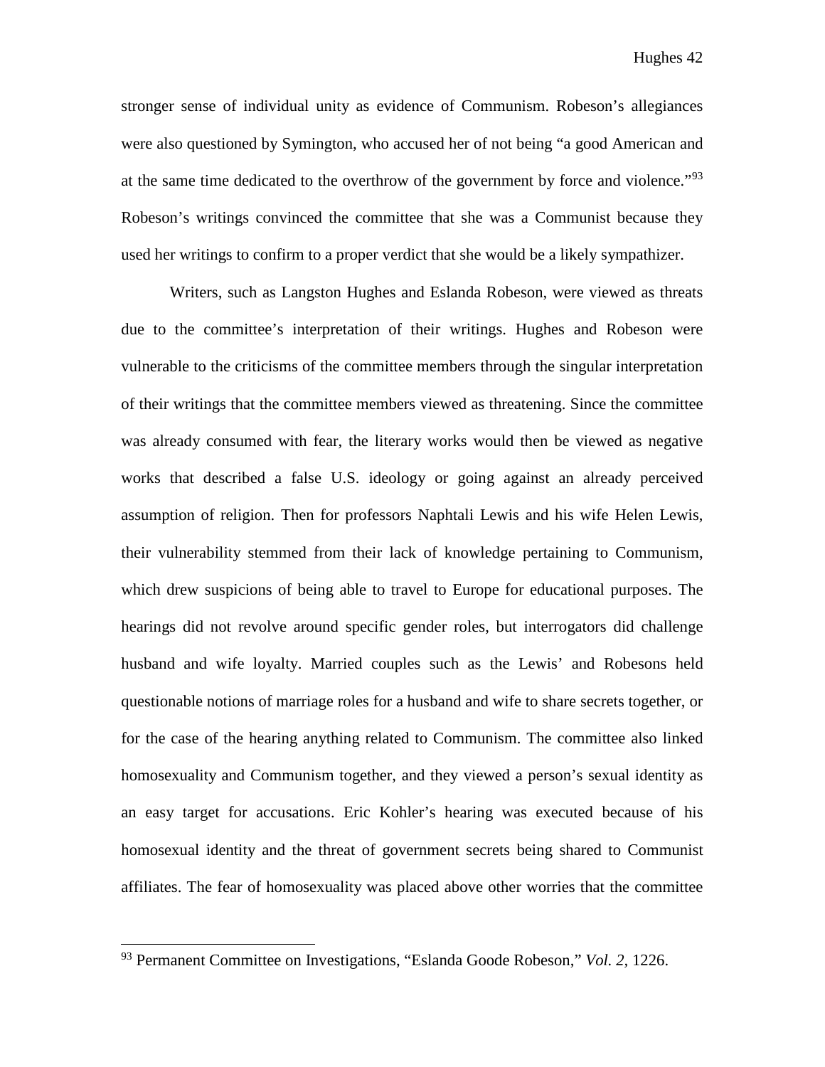stronger sense of individual unity as evidence of Communism. Robeson's allegiances were also questioned by Symington, who accused her of not being "a good American and at the same time dedicated to the overthrow of the government by force and violence."[93] Robeson's writings convinced the committee that she was a Communist because they used her writings to confirm to a proper verdict that she would be a likely sympathizer.

Writers, such as Langston Hughes and Eslanda Robeson, were viewed as threats due to the committee's interpretation of their writings. Hughes and Robeson were vulnerable to the criticisms of the committee members through the singular interpretation of their writings that the committee members viewed as threatening. Since the committee was already consumed with fear, the literary works would then be viewed as negative works that described a false U.S. ideology or going against an already perceived assumption of religion. Then for professors Naphtali Lewis and his wife Helen Lewis, their vulnerability stemmed from their lack of knowledge pertaining to Communism, which drew suspicions of being able to travel to Europe for educational purposes. The hearings did not revolve around specific gender roles, but interrogators did challenge husband and wife loyalty. Married couples such as the Lewis' and Robesons held questionable notions of marriage roles for a husband and wife to share secrets together, or for the case of the hearing anything related to Communism. The committee also linked homosexuality and Communism together, and they viewed a person's sexual identity as an easy target for accusations. Eric Kohler's hearing was executed because of his homosexual identity and the threat of government secrets being shared to Communist affiliates. The fear of homosexuality was placed above other worries that the committee

---

[93] Permanent Committee on Investigations, "Eslanda Goode Robeson," *Vol. 2,* 1226.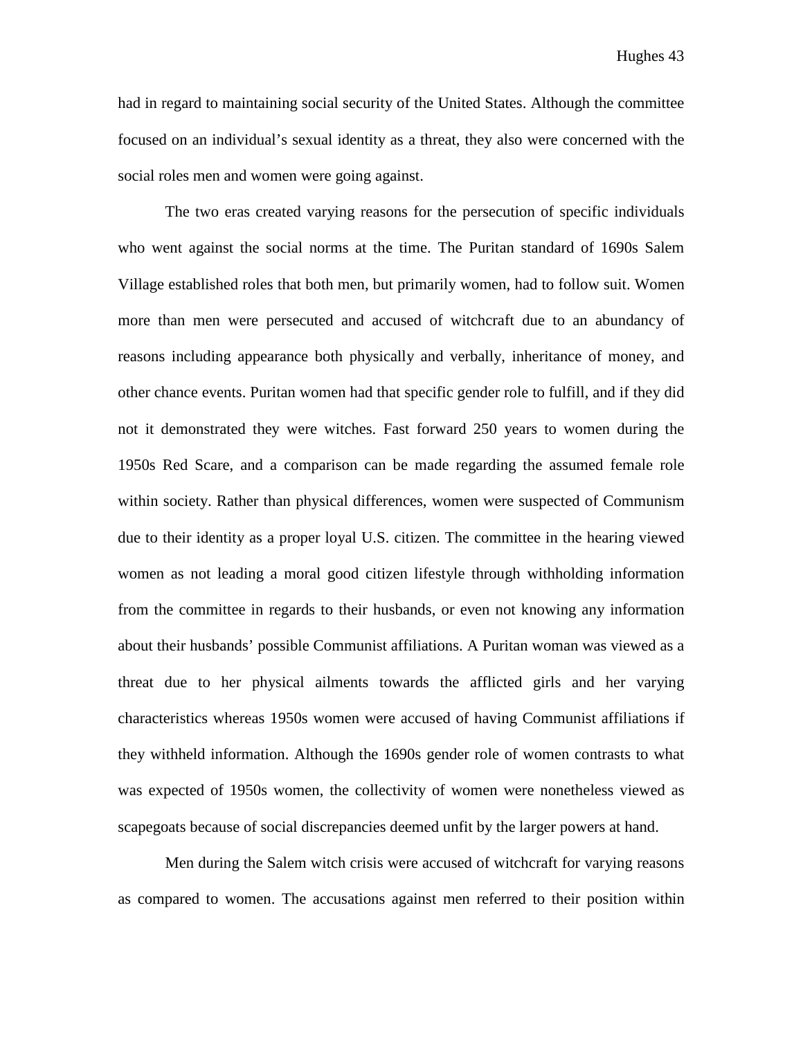had in regard to maintaining social security of the United States. Although the committee focused on an individual's sexual identity as a threat, they also were concerned with the social roles men and women were going against.

The two eras created varying reasons for the persecution of specific individuals who went against the social norms at the time. The Puritan standard of 1690s Salem Village established roles that both men, but primarily women, had to follow suit. Women more than men were persecuted and accused of witchcraft due to an abundancy of reasons including appearance both physically and verbally, inheritance of money, and other chance events. Puritan women had that specific gender role to fulfill, and if they did not it demonstrated they were witches. Fast forward 250 years to women during the 1950s Red Scare, and a comparison can be made regarding the assumed female role within society. Rather than physical differences, women were suspected of Communism due to their identity as a proper loyal U.S. citizen. The committee in the hearing viewed women as not leading a moral good citizen lifestyle through withholding information from the committee in regards to their husbands, or even not knowing any information about their husbands' possible Communist affiliations. A Puritan woman was viewed as a threat due to her physical ailments towards the afflicted girls and her varying characteristics whereas 1950s women were accused of having Communist affiliations if they withheld information. Although the 1690s gender role of women contrasts to what was expected of 1950s women, the collectivity of women were nonetheless viewed as scapegoats because of social discrepancies deemed unfit by the larger powers at hand.

Men during the Salem witch crisis were accused of witchcraft for varying reasons as compared to women. The accusations against men referred to their position within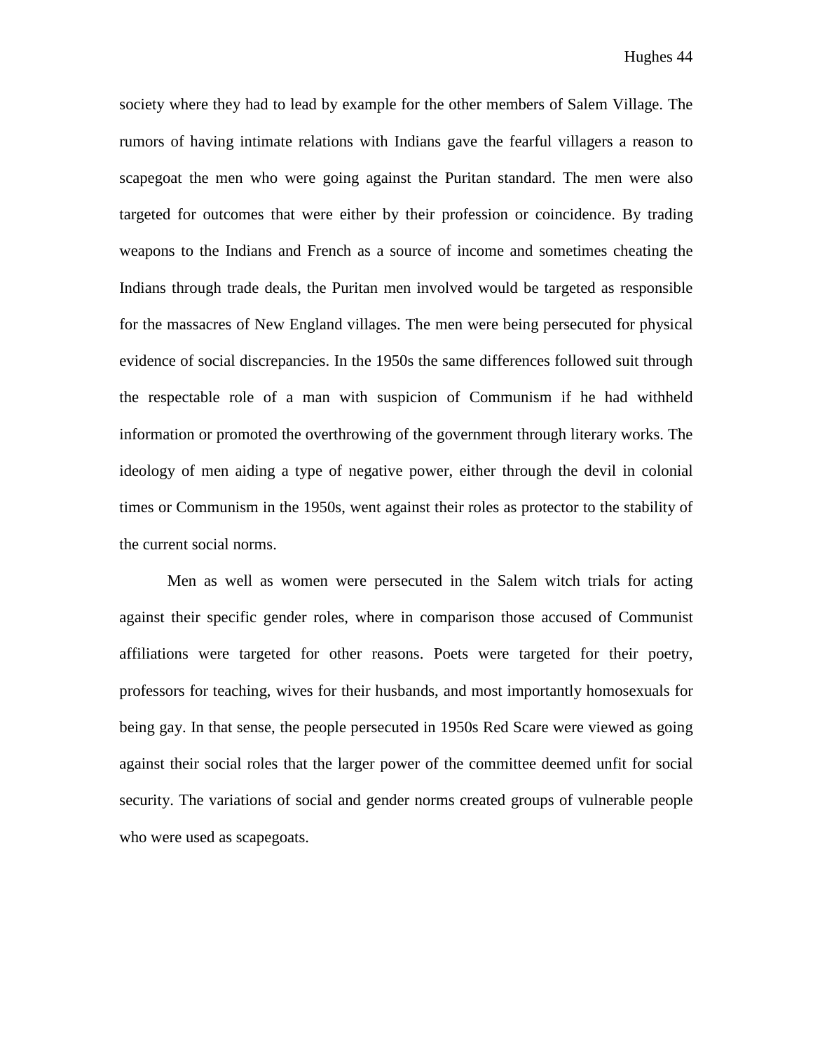society where they had to lead by example for the other members of Salem Village. The rumors of having intimate relations with Indians gave the fearful villagers a reason to scapegoat the men who were going against the Puritan standard. The men were also targeted for outcomes that were either by their profession or coincidence. By trading weapons to the Indians and French as a source of income and sometimes cheating the Indians through trade deals, the Puritan men involved would be targeted as responsible for the massacres of New England villages. The men were being persecuted for physical evidence of social discrepancies. In the 1950s the same differences followed suit through the respectable role of a man with suspicion of Communism if he had withheld information or promoted the overthrowing of the government through literary works. The ideology of men aiding a type of negative power, either through the devil in colonial times or Communism in the 1950s, went against their roles as protector to the stability of the current social norms.

Men as well as women were persecuted in the Salem witch trials for acting against their specific gender roles, where in comparison those accused of Communist affiliations were targeted for other reasons. Poets were targeted for their poetry, professors for teaching, wives for their husbands, and most importantly homosexuals for being gay. In that sense, the people persecuted in 1950s Red Scare were viewed as going against their social roles that the larger power of the committee deemed unfit for social security. The variations of social and gender norms created groups of vulnerable people who were used as scapegoats.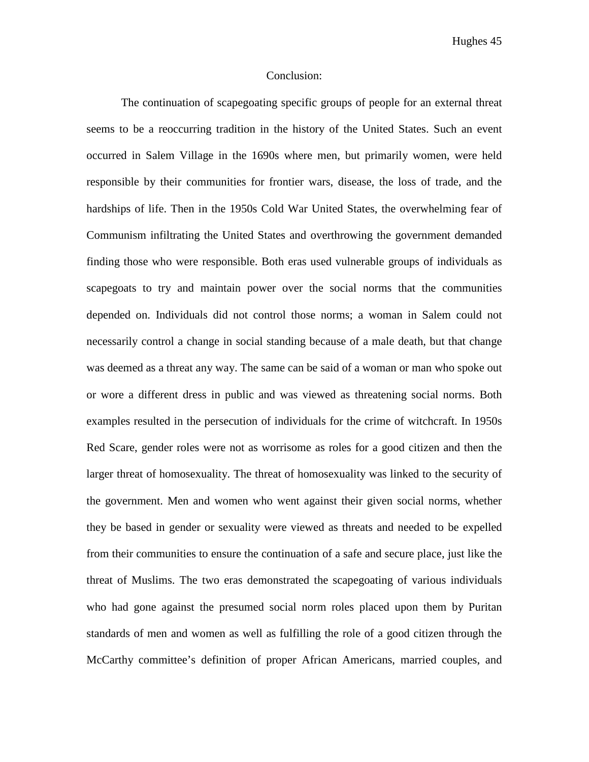# Conclusion:

The continuation of scapegoating specific groups of people for an external threat seems to be a reoccurring tradition in the history of the United States. Such an event occurred in Salem Village in the 1690s where men, but primarily women, were held responsible by their communities for frontier wars, disease, the loss of trade, and the hardships of life. Then in the 1950s Cold War United States, the overwhelming fear of Communism infiltrating the United States and overthrowing the government demanded finding those who were responsible. Both eras used vulnerable groups of individuals as scapegoats to try and maintain power over the social norms that the communities depended on. Individuals did not control those norms; a woman in Salem could not necessarily control a change in social standing because of a male death, but that change was deemed as a threat any way. The same can be said of a woman or man who spoke out or wore a different dress in public and was viewed as threatening social norms. Both examples resulted in the persecution of individuals for the crime of witchcraft. In 1950s Red Scare, gender roles were not as worrisome as roles for a good citizen and then the larger threat of homosexuality. The threat of homosexuality was linked to the security of the government. Men and women who went against their given social norms, whether they be based in gender or sexuality were viewed as threats and needed to be expelled from their communities to ensure the continuation of a safe and secure place, just like the threat of Muslims. The two eras demonstrated the scapegoating of various individuals who had gone against the presumed social norm roles placed upon them by Puritan standards of men and women as well as fulfilling the role of a good citizen through the McCarthy committee's definition of proper African Americans, married couples, and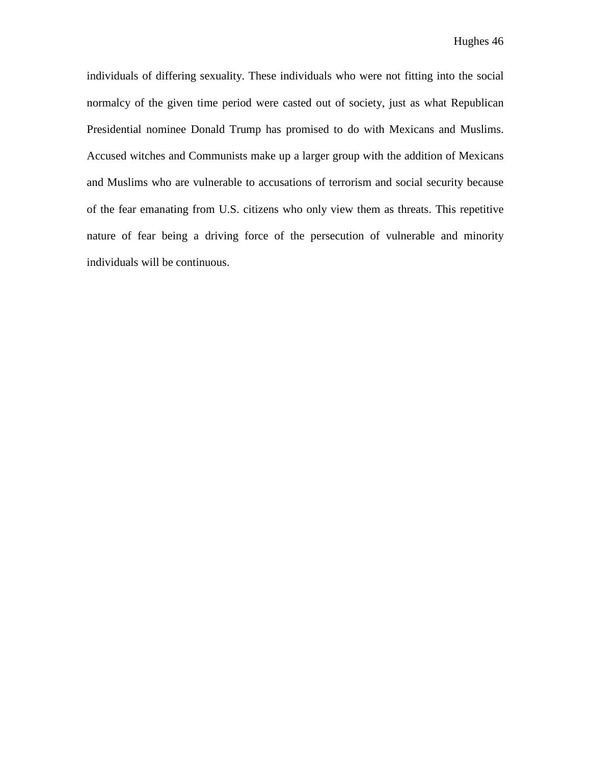individuals of differing sexuality. These individuals who were not fitting into the social normalcy of the given time period were casted out of society, just as what Republican Presidential nominee Donald Trump has promised to do with Mexicans and Muslims. Accused witches and Communists make up a larger group with the addition of Mexicans and Muslims who are vulnerable to accusations of terrorism and social security because of the fear emanating from U.S. citizens who only view them as threats. This repetitive nature of fear being a driving force of the persecution of vulnerable and minority individuals will be continuous.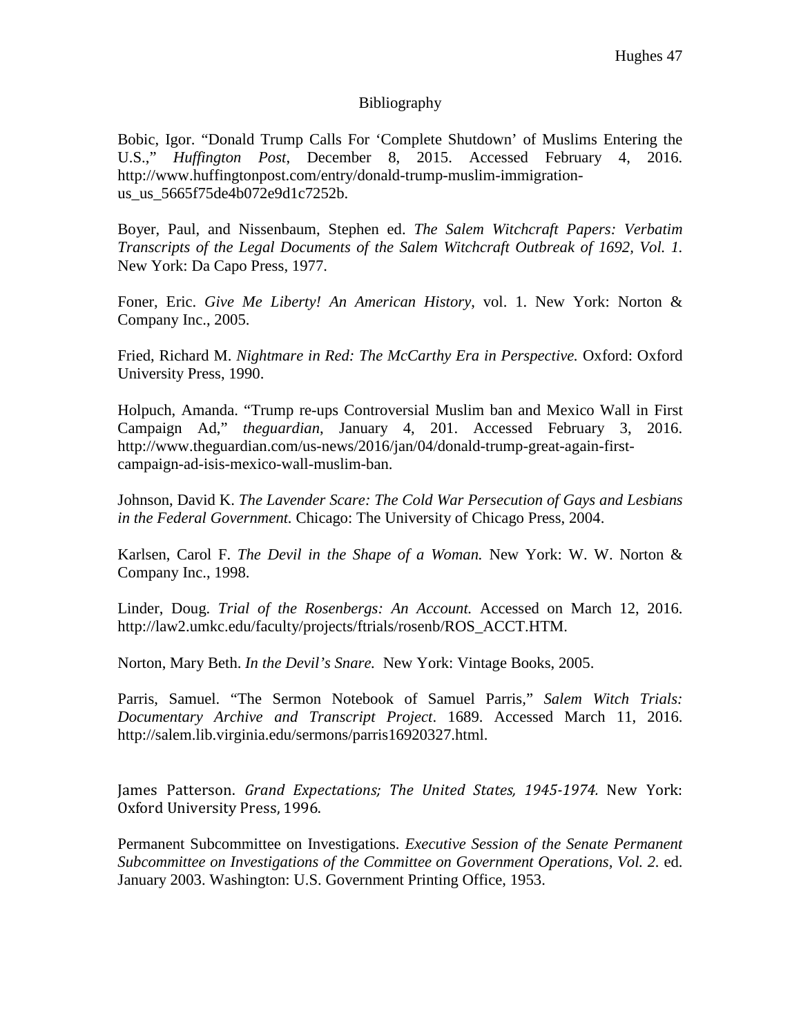# Bibliography

Bobic, Igor. "Donald Trump Calls For 'Complete Shutdown' of Muslims Entering the U.S.," *Huffington Post*, December 8, 2015. Accessed February 4, 2016. http://www.huffingtonpost.com/entry/donald-trump-muslim-immigration-us_us_5665f75de4b072e9d1c7252b.

Boyer, Paul, and Nissenbaum, Stephen ed. *The Salem Witchcraft Papers: Verbatim Transcripts of the Legal Documents of the Salem Witchcraft Outbreak of 1692, Vol. 1.* New York: Da Capo Press, 1977.

Foner, Eric. *Give Me Liberty! An American History*, vol. 1. New York: Norton & Company Inc., 2005.

Fried, Richard M. *Nightmare in Red: The McCarthy Era in Perspective.* Oxford: Oxford University Press, 1990.

Holpuch, Amanda. "Trump re-ups Controversial Muslim ban and Mexico Wall in First Campaign Ad," *theguardian*, January 4, 201. Accessed February 3, 2016. http://www.theguardian.com/us-news/2016/jan/04/donald-trump-great-again-first-campaign-ad-isis-mexico-wall-muslim-ban.

Johnson, David K. *The Lavender Scare: The Cold War Persecution of Gays and Lesbians in the Federal Government.* Chicago: The University of Chicago Press, 2004.

Karlsen, Carol F. *The Devil in the Shape of a Woman.* New York: W. W. Norton & Company Inc., 1998.

Linder, Doug. *Trial of the Rosenbergs: An Account.* Accessed on March 12, 2016. http://law2.umkc.edu/faculty/projects/ftrials/rosenb/ROS_ACCT.HTM.

Norton, Mary Beth. *In the Devil's Snare.* New York: Vintage Books, 2005.

Parris, Samuel. "The Sermon Notebook of Samuel Parris," *Salem Witch Trials: Documentary Archive and Transcript Project*. 1689. Accessed March 11, 2016. http://salem.lib.virginia.edu/sermons/parris16920327.html.

James Patterson. *Grand Expectations; The United States, 1945-1974.* New York: Oxford University Press, 1996.

Permanent Subcommittee on Investigations. *Executive Session of the Senate Permanent Subcommittee on Investigations of the Committee on Government Operations, Vol. 2.* ed. January 2003. Washington: U.S. Government Printing Office, 1953.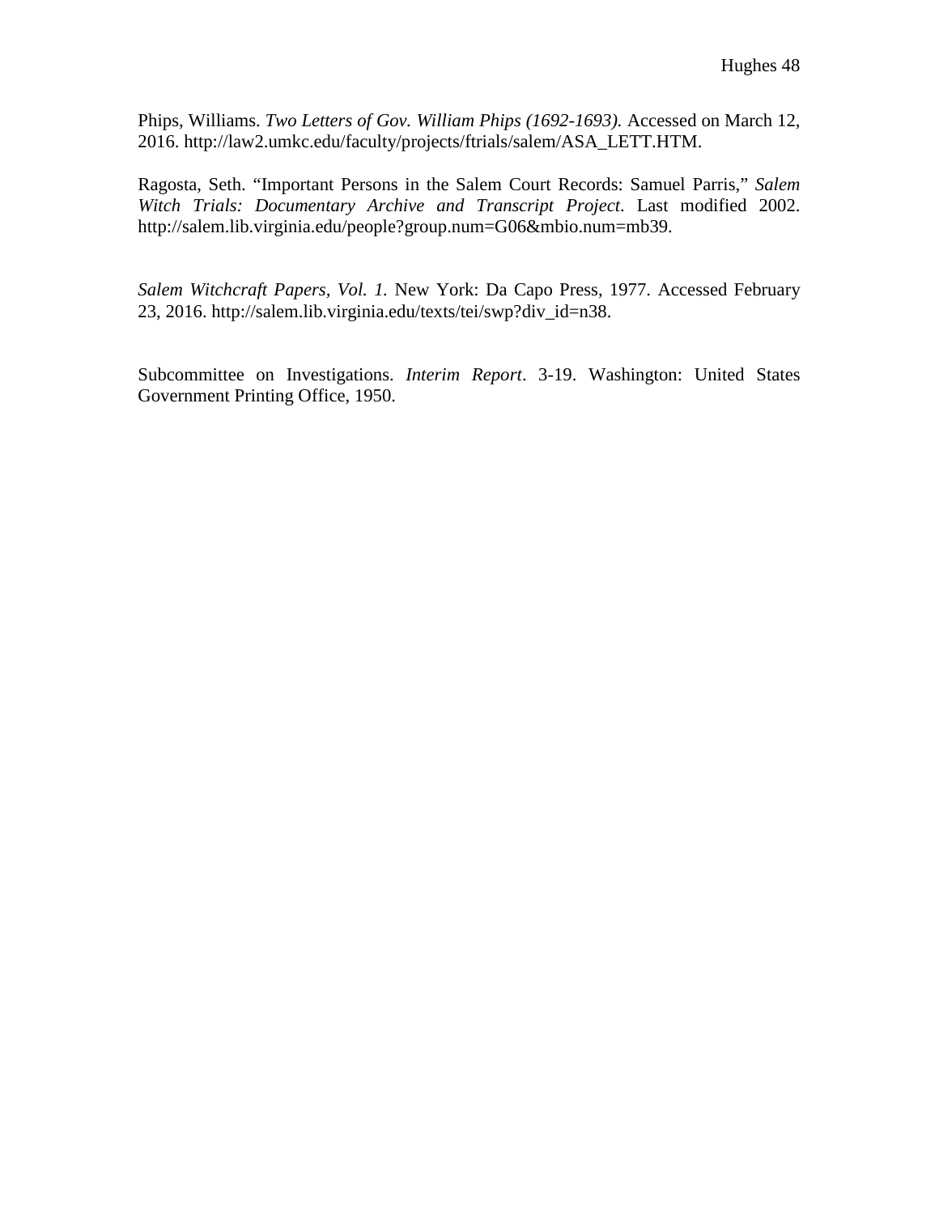Phips, Williams. *Two Letters of Gov. William Phips (1692-1693).* Accessed on March 12, 2016. http://law2.umkc.edu/faculty/projects/ftrials/salem/ASA_LETT.HTM.

Ragosta, Seth. "Important Persons in the Salem Court Records: Samuel Parris," *Salem Witch Trials: Documentary Archive and Transcript Project*. Last modified 2002. http://salem.lib.virginia.edu/people?group.num=G06&mbio.num=mb39.

*Salem Witchcraft Papers, Vol. 1*. New York: Da Capo Press, 1977. Accessed February 23, 2016. http://salem.lib.virginia.edu/texts/tei/swp?div_id=n38.

Subcommittee on Investigations. *Interim Report*. 3-19. Washington: United States Government Printing Office, 1950.